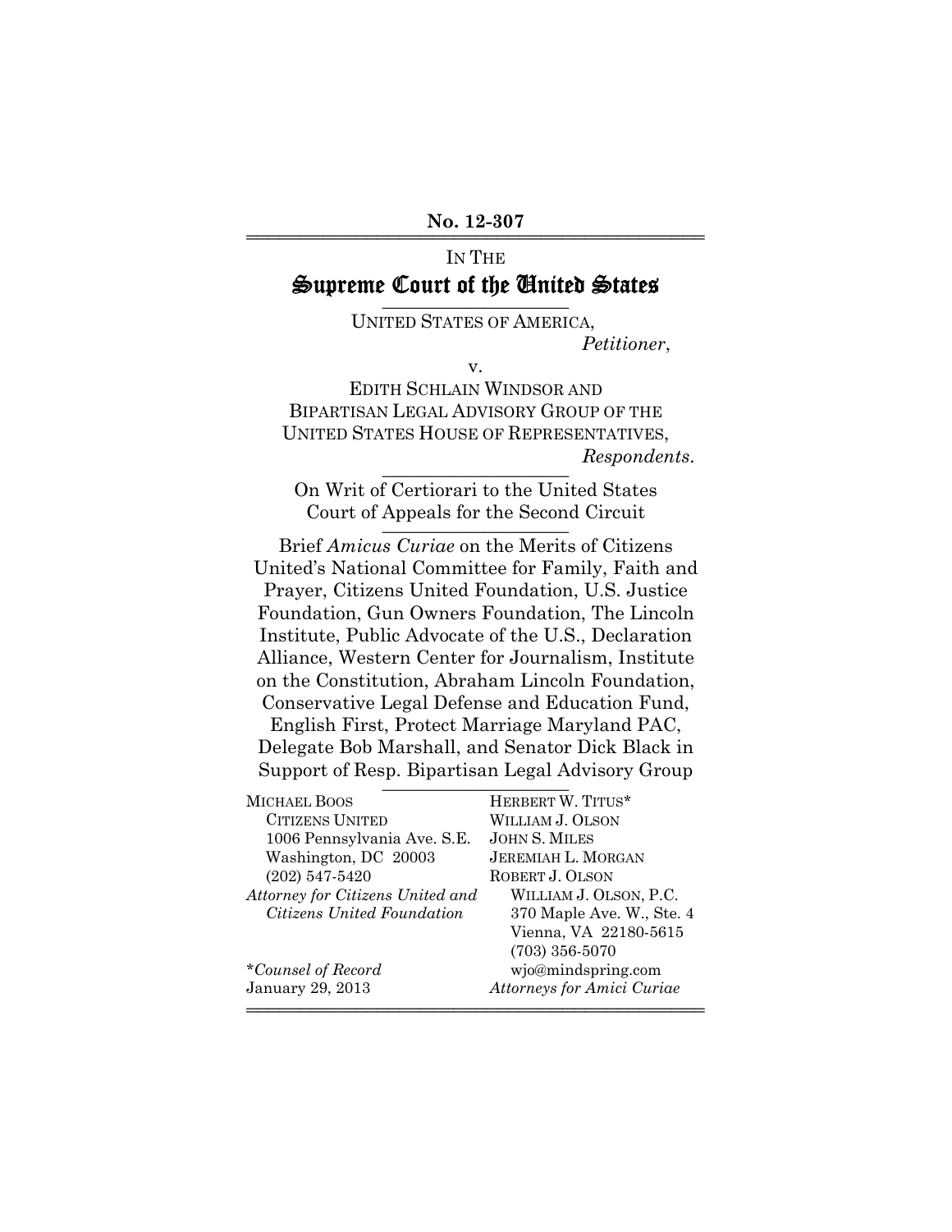**No. 12-307**

IN THE

# Supreme Court of the United States

UNITED STATES OF AMERICA,
*Petitioner*,

v.

EDITH SCHLAIN WINDSOR AND
BIPARTISAN LEGAL ADVISORY GROUP OF THE
UNITED STATES HOUSE OF REPRESENTATIVES,
*Respondents*.

On Writ of Certiorari to the United States
Court of Appeals for the Second Circuit

Brief *Amicus Curiae* on the Merits of Citizens United's National Committee for Family, Faith and Prayer, Citizens United Foundation, U.S. Justice Foundation, Gun Owners Foundation, The Lincoln Institute, Public Advocate of the U.S., Declaration Alliance, Western Center for Journalism, Institute on the Constitution, Abraham Lincoln Foundation, Conservative Legal Defense and Education Fund, English First, Protect Marriage Maryland PAC, Delegate Bob Marshall, and Senator Dick Black in Support of Resp. Bipartisan Legal Advisory Group

MICHAEL BOOS
CITIZENS UNITED
1006 Pennsylvania Ave. S.E.
Washington, DC 20003
(202) 547-5420
*Attorney for Citizens United and Citizens United Foundation*

HERBERT W. TITUS*
WILLIAM J. OLSON
JOHN S. MILES
JEREMIAH L. MORGAN
ROBERT J. OLSON
WILLIAM J. OLSON, P.C.
370 Maple Ave. W., Ste. 4
Vienna, VA 22180-5615
(703) 356-5070
wjo@mindspring.com
*Attorneys for Amici Curiae*

**Counsel of Record*
January 29, 2013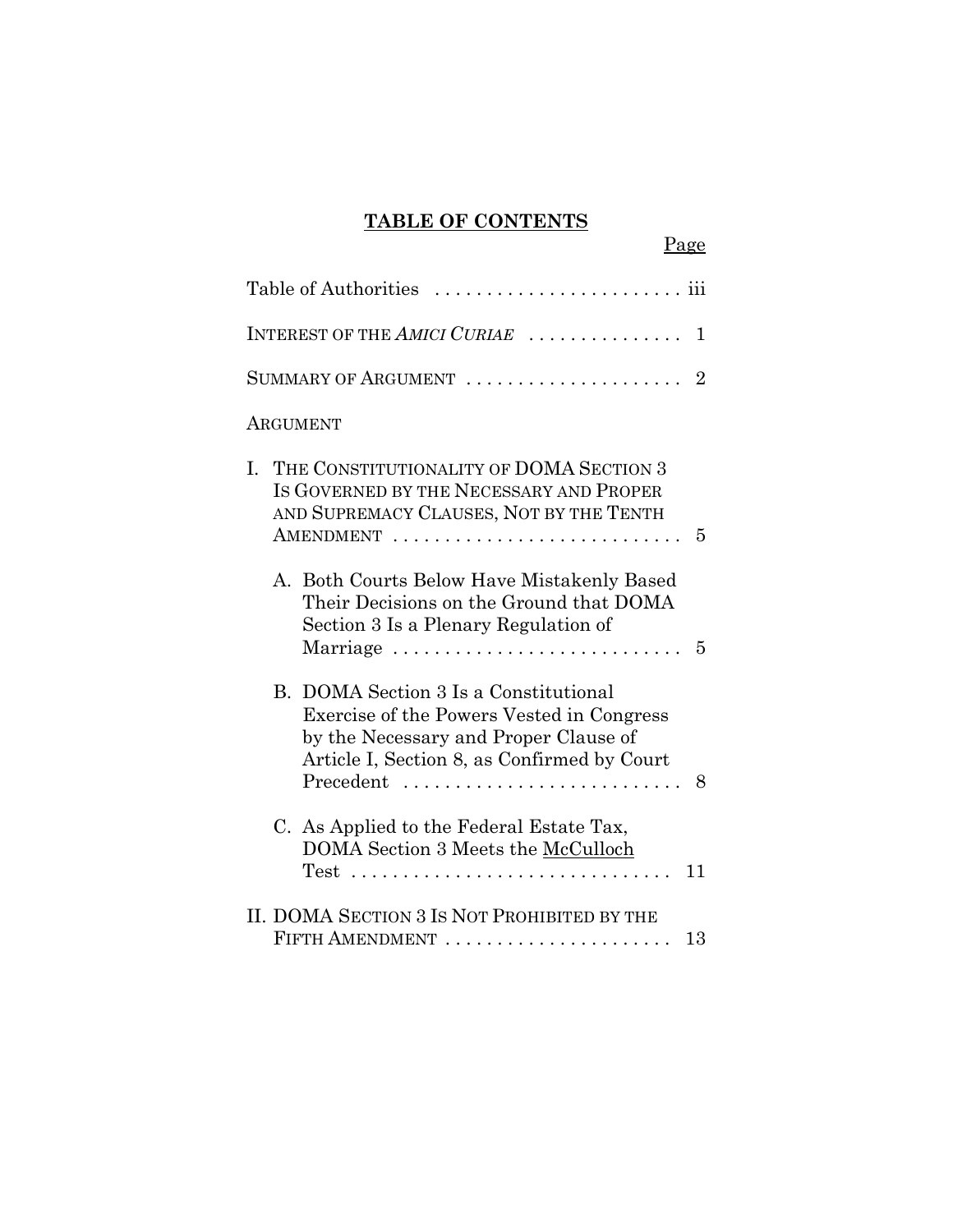# TABLE OF CONTENTS

Page

Table of Authorities . . . . . . . . . . . . . . . . . . . . . . . . iii

INTEREST OF THE *AMICI CURIAE* . . . . . . . . . . . . . . . 1

SUMMARY OF ARGUMENT . . . . . . . . . . . . . . . . . . . . . 2

ARGUMENT

I. THE CONSTITUTIONALITY OF DOMA SECTION 3 IS GOVERNED BY THE NECESSARY AND PROPER AND SUPREMACY CLAUSES, NOT BY THE TENTH AMENDMENT . . . . . . . . . . . . . . . . . . . . . . . . . . . . 5

   A. Both Courts Below Have Mistakenly Based Their Decisions on the Ground that DOMA Section 3 Is a Plenary Regulation of Marriage . . . . . . . . . . . . . . . . . . . . . . . . . . . . 5

   B. DOMA Section 3 Is a Constitutional Exercise of the Powers Vested in Congress by the Necessary and Proper Clause of Article I, Section 8, as Confirmed by Court Precedent . . . . . . . . . . . . . . . . . . . . . . . . . . 8

   C. As Applied to the Federal Estate Tax, DOMA Section 3 Meets the McCulloch Test . . . . . . . . . . . . . . . . . . . . . . . . . . . . . . . 11

II. DOMA SECTION 3 IS NOT PROHIBITED BY THE FIFTH AMENDMENT . . . . . . . . . . . . . . . . . . . . . . 13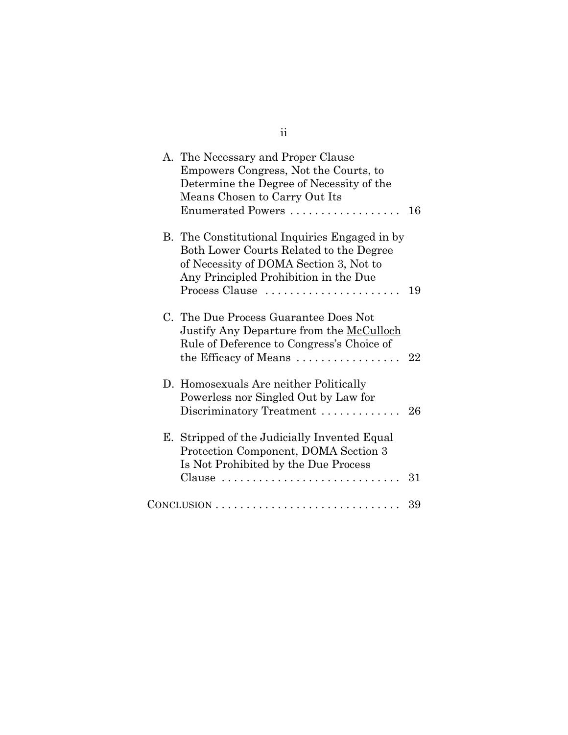A. The Necessary and Proper Clause Empowers Congress, Not the Courts, to Determine the Degree of Necessity of the Means Chosen to Carry Out Its Enumerated Powers . . . . . . . . . . . . . . . . . . 16

B. The Constitutional Inquiries Engaged in by Both Lower Courts Related to the Degree of Necessity of DOMA Section 3, Not to Any Principled Prohibition in the Due Process Clause . . . . . . . . . . . . . . . . . . . . . . 19

C. The Due Process Guarantee Does Not Justify Any Departure from the McCulloch Rule of Deference to Congress's Choice of the Efficacy of Means . . . . . . . . . . . . . . . . . 22

D. Homosexuals Are neither Politically Powerless nor Singled Out by Law for Discriminatory Treatment . . . . . . . . . . . . . 26

E. Stripped of the Judicially Invented Equal Protection Component, DOMA Section 3 Is Not Prohibited by the Due Process Clause . . . . . . . . . . . . . . . . . . . . . . . . . . . . . 31

CONCLUSION . . . . . . . . . . . . . . . . . . . . . . . . . . . . . . 39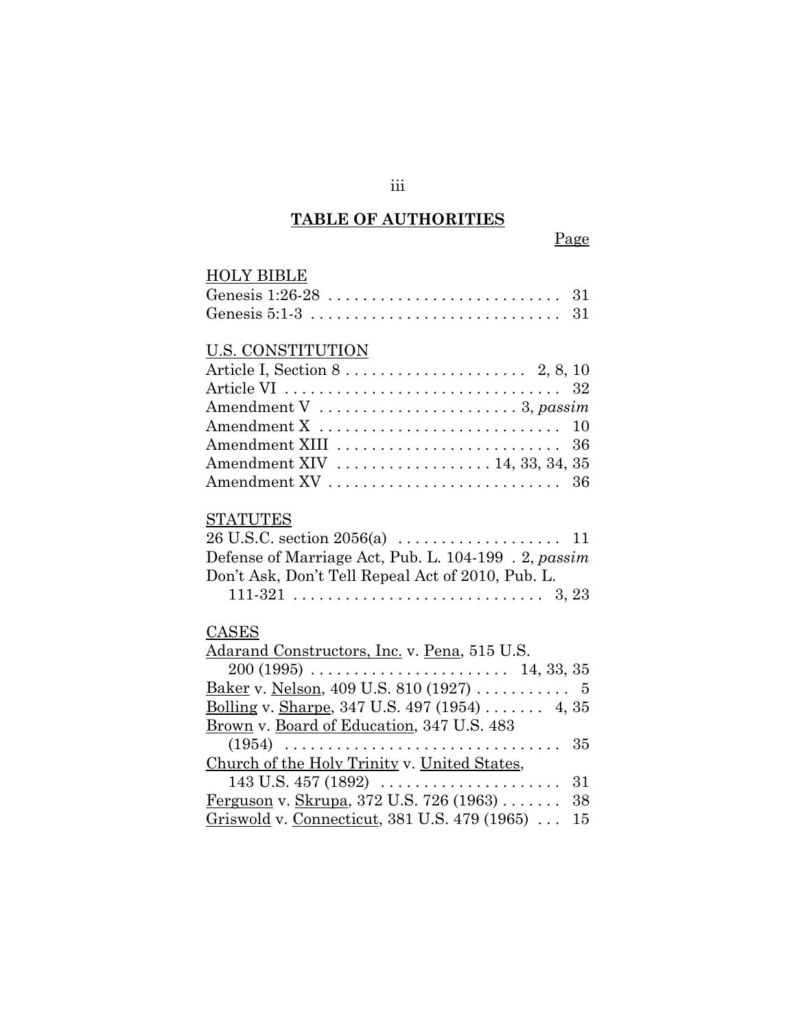## TABLE OF AUTHORITIES

Page

HOLY BIBLE

Genesis 1:26-28 . . . . . . . . . . . . . . . . . . . . . . . . . . . 31
Genesis 5:1-3 . . . . . . . . . . . . . . . . . . . . . . . . . . . . . 31

U.S. CONSTITUTION

Article I, Section 8 . . . . . . . . . . . . . . . . . . . . . 2, 8, 10
Article VI . . . . . . . . . . . . . . . . . . . . . . . . . . . . . . . 32
Amendment V . . . . . . . . . . . . . . . . . . . . . . . 3, *passim*
Amendment X . . . . . . . . . . . . . . . . . . . . . . . . . . . . 10
Amendment XIII . . . . . . . . . . . . . . . . . . . . . . . . . . 36
Amendment XIV . . . . . . . . . . . . . . . . . . 14, 33, 34, 35
Amendment XV . . . . . . . . . . . . . . . . . . . . . . . . . . . 36

STATUTES

26 U.S.C. section 2056(a) . . . . . . . . . . . . . . . . . . . 11
Defense of Marriage Act, Pub. L. 104-199 . 2, *passim*
Don't Ask, Don't Tell Repeal Act of 2010, Pub. L. 111-321 . . . . . . . . . . . . . . . . . . . . . . . . . . . . . 3, 23

CASES

Adarand Constructors, Inc. v. Pena, 515 U.S. 200 (1995) . . . . . . . . . . . . . . . . . . . . . . . 14, 33, 35
Baker v. Nelson, 409 U.S. 810 (1927) . . . . . . . . . . . 5
Bolling v. Sharpe, 347 U.S. 497 (1954) . . . . . . . 4, 35
Brown v. Board of Education, 347 U.S. 483 (1954) . . . . . . . . . . . . . . . . . . . . . . . . . . . . . . . 35
Church of the Holy Trinity v. United States, 143 U.S. 457 (1892) . . . . . . . . . . . . . . . . . . . . . 31
Ferguson v. Skrupa, 372 U.S. 726 (1963) . . . . . . . 38
Griswold v. Connecticut, 381 U.S. 479 (1965) . . . 15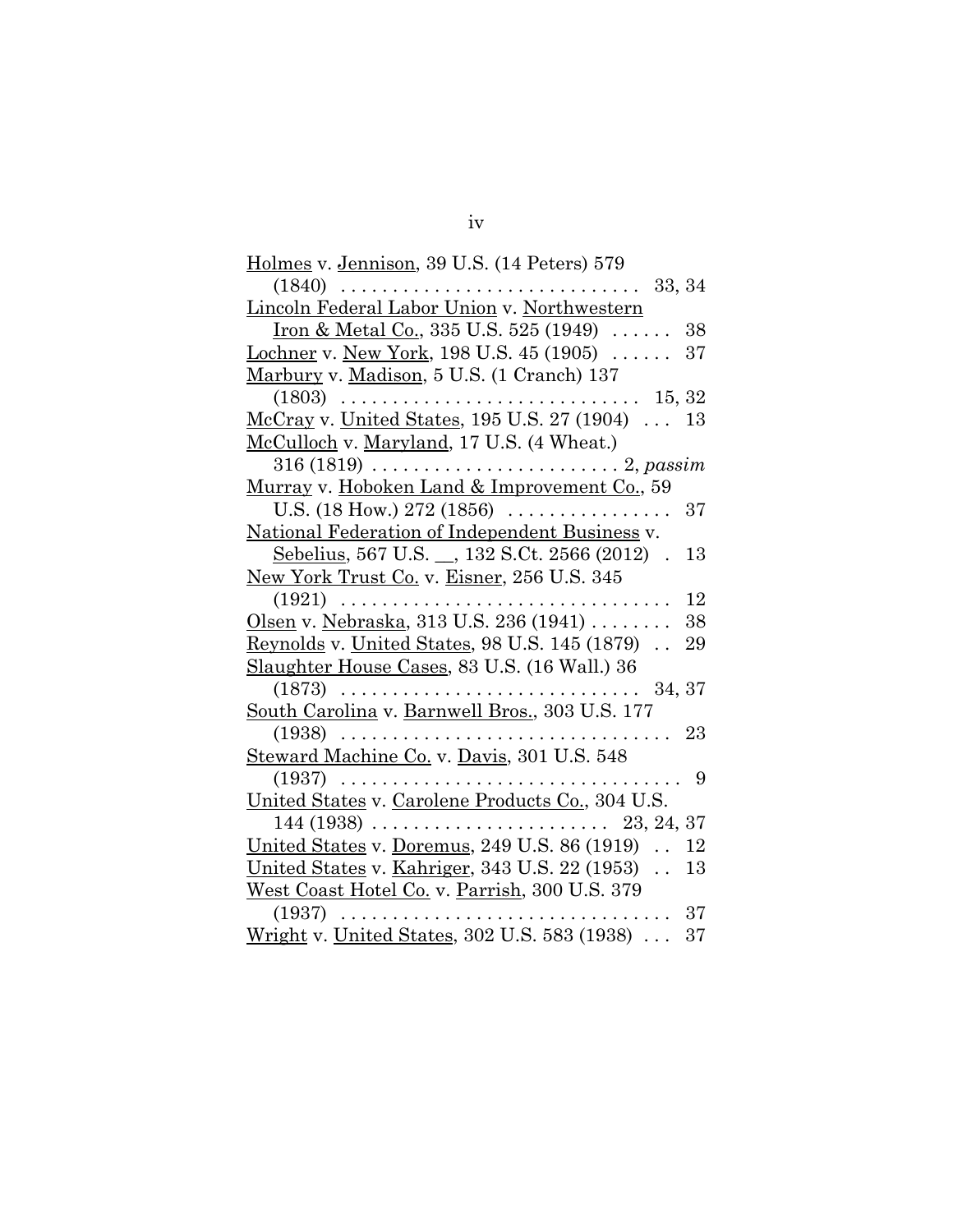Holmes v. Jennison, 39 U.S. (14 Peters) 579 (1840) . . . . . . . . . . . . . . . . . . . . . . . . . . . . 33, 34

Lincoln Federal Labor Union v. Northwestern Iron & Metal Co., 335 U.S. 525 (1949) . . . . . . 38

Lochner v. New York, 198 U.S. 45 (1905) . . . . . . 37

Marbury v. Madison, 5 U.S. (1 Cranch) 137 (1803) . . . . . . . . . . . . . . . . . . . . . . . . . . . . 15, 32

McCray v. United States, 195 U.S. 27 (1904) . . . 13

McCulloch v. Maryland, 17 U.S. (4 Wheat.) 316 (1819) . . . . . . . . . . . . . . . . . . . . . . . . 2, *passim*

Murray v. Hoboken Land & Improvement Co., 59 U.S. (18 How.) 272 (1856) . . . . . . . . . . . . . . . . 37

National Federation of Independent Business v. Sebelius, 567 U.S. __, 132 S.Ct. 2566 (2012) . 13

New York Trust Co. v. Eisner, 256 U.S. 345 (1921) . . . . . . . . . . . . . . . . . . . . . . . . . . . . . . . . 12

Olsen v. Nebraska, 313 U.S. 236 (1941) . . . . . . . . 38

Reynolds v. United States, 98 U.S. 145 (1879) . . 29

Slaughter House Cases, 83 U.S. (16 Wall.) 36 (1873) . . . . . . . . . . . . . . . . . . . . . . . . . . . . 34, 37

South Carolina v. Barnwell Bros., 303 U.S. 177 (1938) . . . . . . . . . . . . . . . . . . . . . . . . . . . . . . . . 23

Steward Machine Co. v. Davis, 301 U.S. 548 (1937) . . . . . . . . . . . . . . . . . . . . . . . . . . . . . . . . . 9

United States v. Carolene Products Co., 304 U.S. 144 (1938) . . . . . . . . . . . . . . . . . . . . . . . 23, 24, 37

United States v. Doremus, 249 U.S. 86 (1919) . . 12

United States v. Kahriger, 343 U.S. 22 (1953) . . 13

West Coast Hotel Co. v. Parrish, 300 U.S. 379 (1937) . . . . . . . . . . . . . . . . . . . . . . . . . . . . . . . . 37

Wright v. United States, 302 U.S. 583 (1938) . . . 37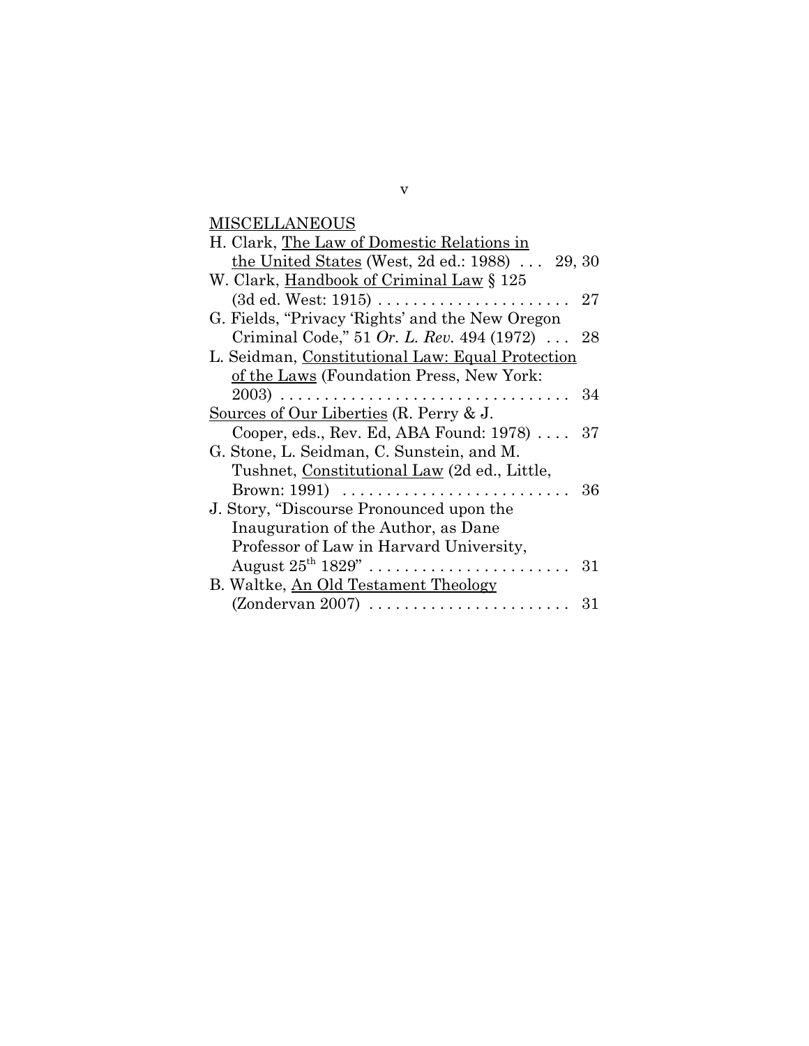MISCELLANEOUS

H. Clark, The Law of Domestic Relations in the United States (West, 2d ed.: 1988) . . . 29, 30

W. Clark, Handbook of Criminal Law § 125 (3d ed. West: 1915) . . . . . . . . . . . . . . . . . . . . . . 27

G. Fields, "Privacy 'Rights' and the New Oregon Criminal Code," 51 *Or. L. Rev.* 494 (1972) . . . 28

L. Seidman, Constitutional Law: Equal Protection of the Laws (Foundation Press, New York: 2003) . . . . . . . . . . . . . . . . . . . . . . . . . . . . . . . . . 34

Sources of Our Liberties (R. Perry & J. Cooper, eds., Rev. Ed, ABA Found: 1978) . . . . 37

G. Stone, L. Seidman, C. Sunstein, and M. Tushnet, Constitutional Law (2d ed., Little, Brown: 1991) . . . . . . . . . . . . . . . . . . . . . . . . . . 36

J. Story, "Discourse Pronounced upon the Inauguration of the Author, as Dane Professor of Law in Harvard University, August 25th 1829" . . . . . . . . . . . . . . . . . . . . . . . 31

B. Waltke, An Old Testament Theology (Zondervan 2007) . . . . . . . . . . . . . . . . . . . . . . . 31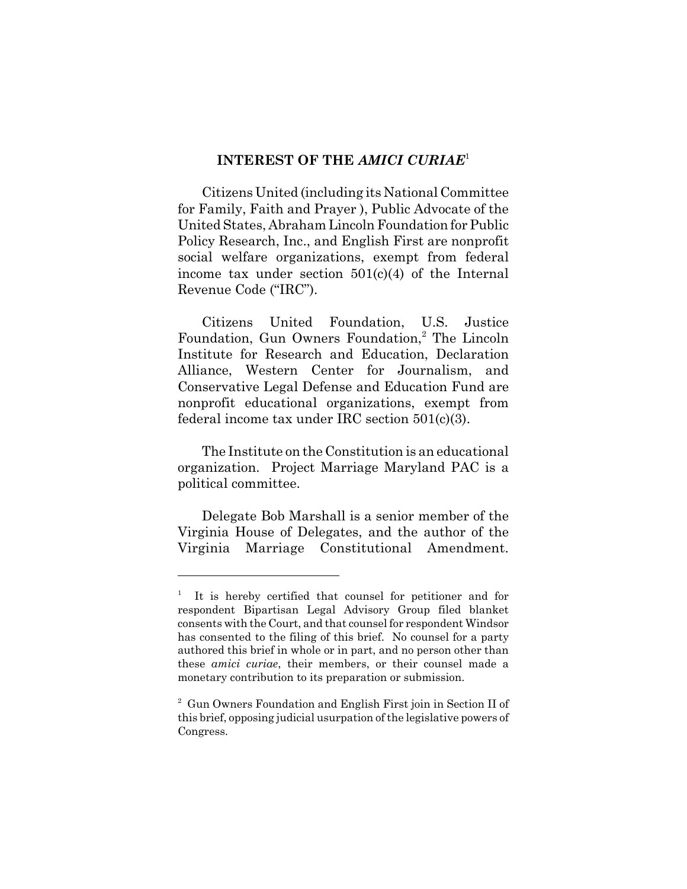## INTEREST OF THE *AMICI CURIAE*[1]

Citizens United (including its National Committee for Family, Faith and Prayer ), Public Advocate of the United States, Abraham Lincoln Foundation for Public Policy Research, Inc., and English First are nonprofit social welfare organizations, exempt from federal income tax under section 501(c)(4) of the Internal Revenue Code ("IRC").

Citizens United Foundation, U.S. Justice Foundation, Gun Owners Foundation,[2] The Lincoln Institute for Research and Education, Declaration Alliance, Western Center for Journalism, and Conservative Legal Defense and Education Fund are nonprofit educational organizations, exempt from federal income tax under IRC section 501(c)(3).

The Institute on the Constitution is an educational organization. Project Marriage Maryland PAC is a political committee.

Delegate Bob Marshall is a senior member of the Virginia House of Delegates, and the author of the Virginia Marriage Constitutional Amendment.

---

[1] It is hereby certified that counsel for petitioner and for respondent Bipartisan Legal Advisory Group filed blanket consents with the Court, and that counsel for respondent Windsor has consented to the filing of this brief. No counsel for a party authored this brief in whole or in part, and no person other than these *amici curiae*, their members, or their counsel made a monetary contribution to its preparation or submission.

[2] Gun Owners Foundation and English First join in Section II of this brief, opposing judicial usurpation of the legislative powers of Congress.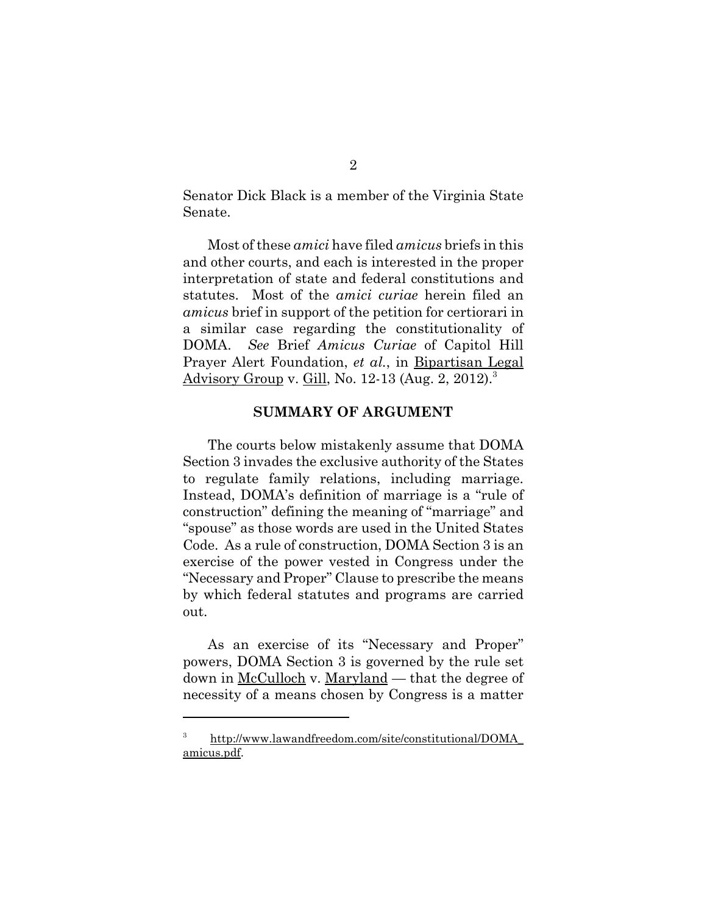Senator Dick Black is a member of the Virginia State Senate.

Most of these *amici* have filed *amicus* briefs in this and other courts, and each is interested in the proper interpretation of state and federal constitutions and statutes. Most of the *amici curiae* herein filed an *amicus* brief in support of the petition for certiorari in a similar case regarding the constitutionality of DOMA. *See* Brief *Amicus Curiae* of Capitol Hill Prayer Alert Foundation, *et al.*, in Bipartisan Legal Advisory Group v. Gill, No. 12-13 (Aug. 2, 2012).[3]

## SUMMARY OF ARGUMENT

The courts below mistakenly assume that DOMA Section 3 invades the exclusive authority of the States to regulate family relations, including marriage. Instead, DOMA's definition of marriage is a "rule of construction" defining the meaning of "marriage" and "spouse" as those words are used in the United States Code. As a rule of construction, DOMA Section 3 is an exercise of the power vested in Congress under the "Necessary and Proper" Clause to prescribe the means by which federal statutes and programs are carried out.

As an exercise of its "Necessary and Proper" powers, DOMA Section 3 is governed by the rule set down in McCulloch v. Maryland — that the degree of necessity of a means chosen by Congress is a matter

---

[3] http://www.lawandfreedom.com/site/constitutional/DOMA_amicus.pdf.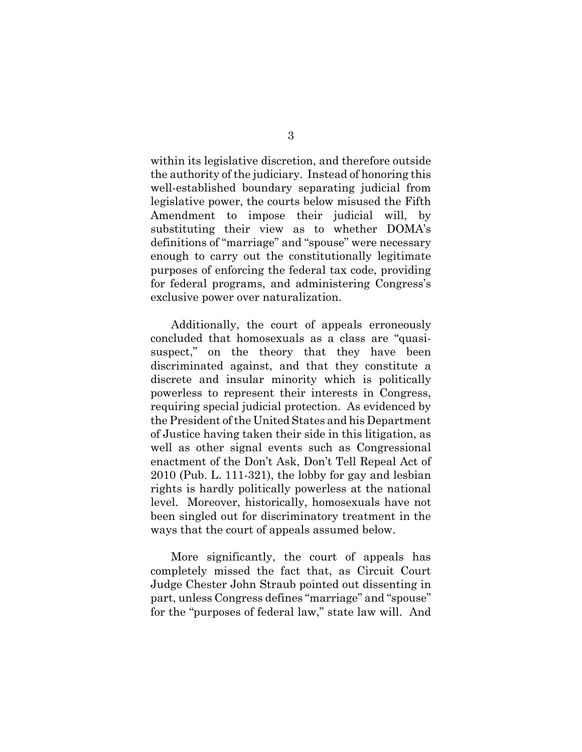within its legislative discretion, and therefore outside the authority of the judiciary. Instead of honoring this well-established boundary separating judicial from legislative power, the courts below misused the Fifth Amendment to impose their judicial will, by substituting their view as to whether DOMA's definitions of "marriage" and "spouse" were necessary enough to carry out the constitutionally legitimate purposes of enforcing the federal tax code, providing for federal programs, and administering Congress's exclusive power over naturalization.

Additionally, the court of appeals erroneously concluded that homosexuals as a class are "quasi-suspect," on the theory that they have been discriminated against, and that they constitute a discrete and insular minority which is politically powerless to represent their interests in Congress, requiring special judicial protection. As evidenced by the President of the United States and his Department of Justice having taken their side in this litigation, as well as other signal events such as Congressional enactment of the Don't Ask, Don't Tell Repeal Act of 2010 (Pub. L. 111-321), the lobby for gay and lesbian rights is hardly politically powerless at the national level. Moreover, historically, homosexuals have not been singled out for discriminatory treatment in the ways that the court of appeals assumed below.

More significantly, the court of appeals has completely missed the fact that, as Circuit Court Judge Chester John Straub pointed out dissenting in part, unless Congress defines "marriage" and "spouse" for the "purposes of federal law," state law will. And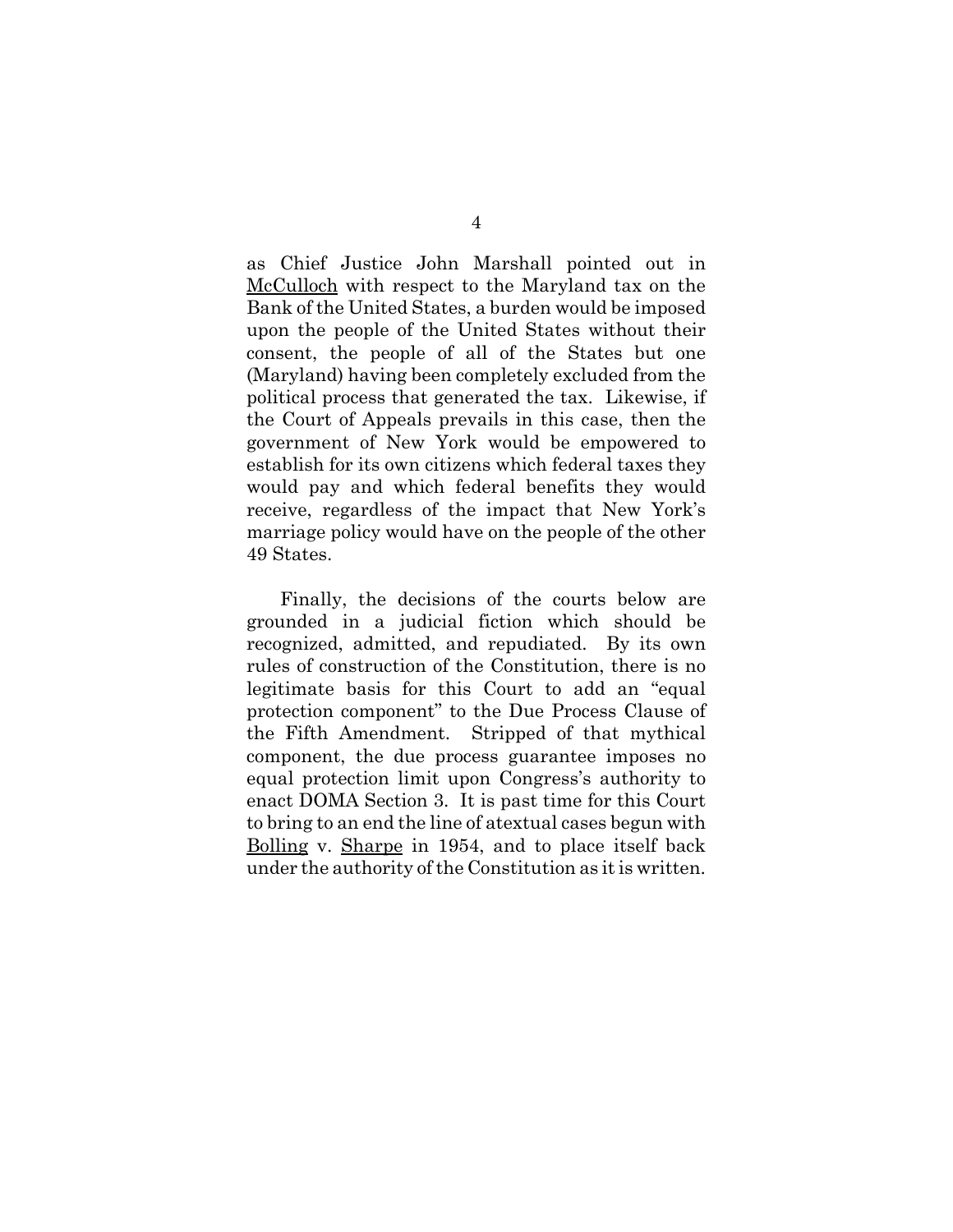as Chief Justice John Marshall pointed out in McCulloch with respect to the Maryland tax on the Bank of the United States, a burden would be imposed upon the people of the United States without their consent, the people of all of the States but one (Maryland) having been completely excluded from the political process that generated the tax. Likewise, if the Court of Appeals prevails in this case, then the government of New York would be empowered to establish for its own citizens which federal taxes they would pay and which federal benefits they would receive, regardless of the impact that New York's marriage policy would have on the people of the other 49 States.

Finally, the decisions of the courts below are grounded in a judicial fiction which should be recognized, admitted, and repudiated. By its own rules of construction of the Constitution, there is no legitimate basis for this Court to add an "equal protection component" to the Due Process Clause of the Fifth Amendment. Stripped of that mythical component, the due process guarantee imposes no equal protection limit upon Congress's authority to enact DOMA Section 3. It is past time for this Court to bring to an end the line of atextual cases begun with Bolling v. Sharpe in 1954, and to place itself back under the authority of the Constitution as it is written.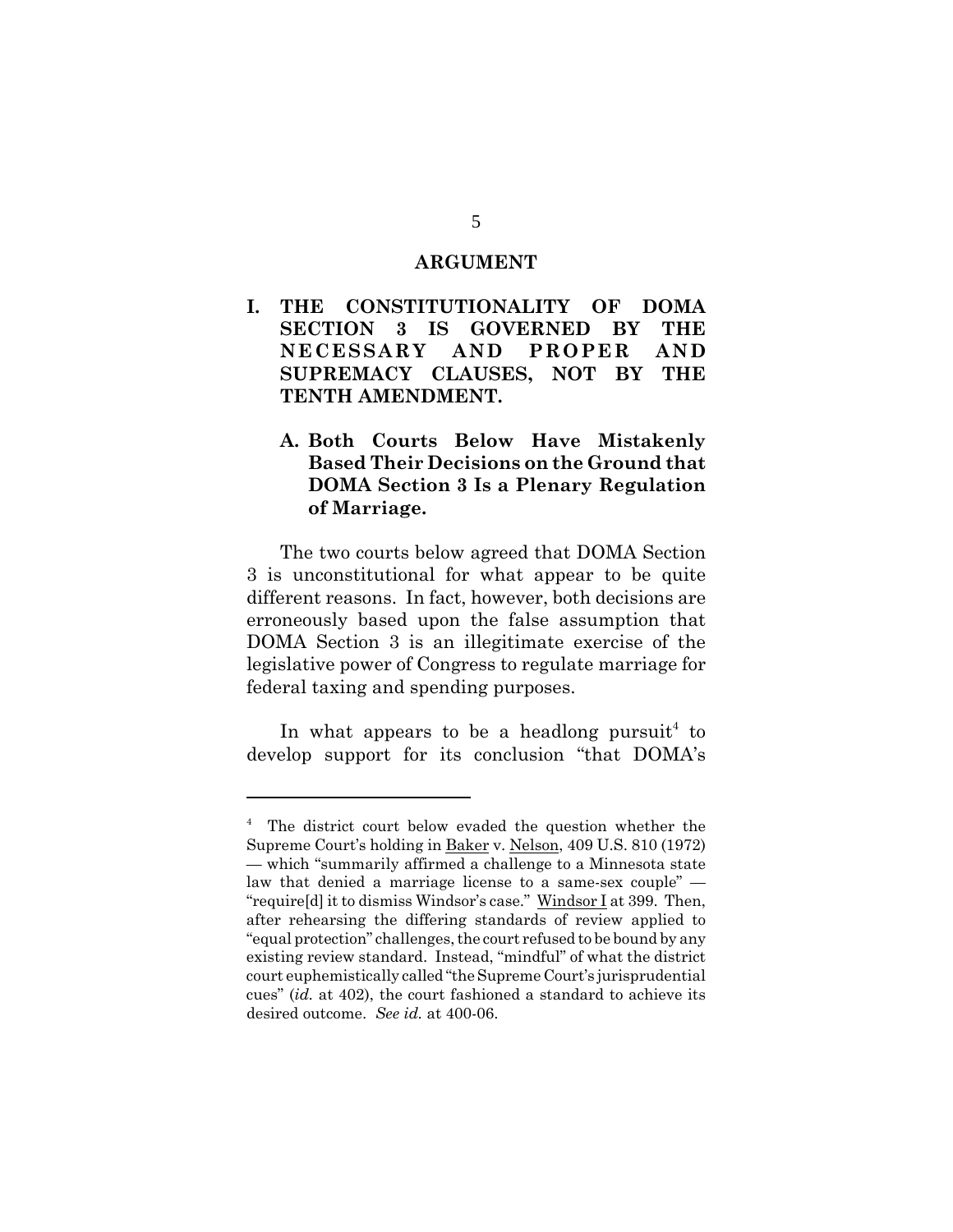## ARGUMENT

### I. THE CONSTITUTIONALITY OF DOMA SECTION 3 IS GOVERNED BY THE NECESSARY AND PROPER AND SUPREMACY CLAUSES, NOT BY THE TENTH AMENDMENT.

#### A. Both Courts Below Have Mistakenly Based Their Decisions on the Ground that DOMA Section 3 Is a Plenary Regulation of Marriage.

The two courts below agreed that DOMA Section 3 is unconstitutional for what appear to be quite different reasons. In fact, however, both decisions are erroneously based upon the false assumption that DOMA Section 3 is an illegitimate exercise of the legislative power of Congress to regulate marriage for federal taxing and spending purposes.

In what appears to be a headlong pursuit[4] to develop support for its conclusion "that DOMA's

---

[4] The district court below evaded the question whether the Supreme Court's holding in Baker v. Nelson, 409 U.S. 810 (1972) — which "summarily affirmed a challenge to a Minnesota state law that denied a marriage license to a same-sex couple" — "require[d] it to dismiss Windsor's case." Windsor I at 399. Then, after rehearsing the differing standards of review applied to "equal protection" challenges, the court refused to be bound by any existing review standard. Instead, "mindful" of what the district court euphemistically called "the Supreme Court's jurisprudential cues" (*id.* at 402), the court fashioned a standard to achieve its desired outcome. *See id.* at 400-06.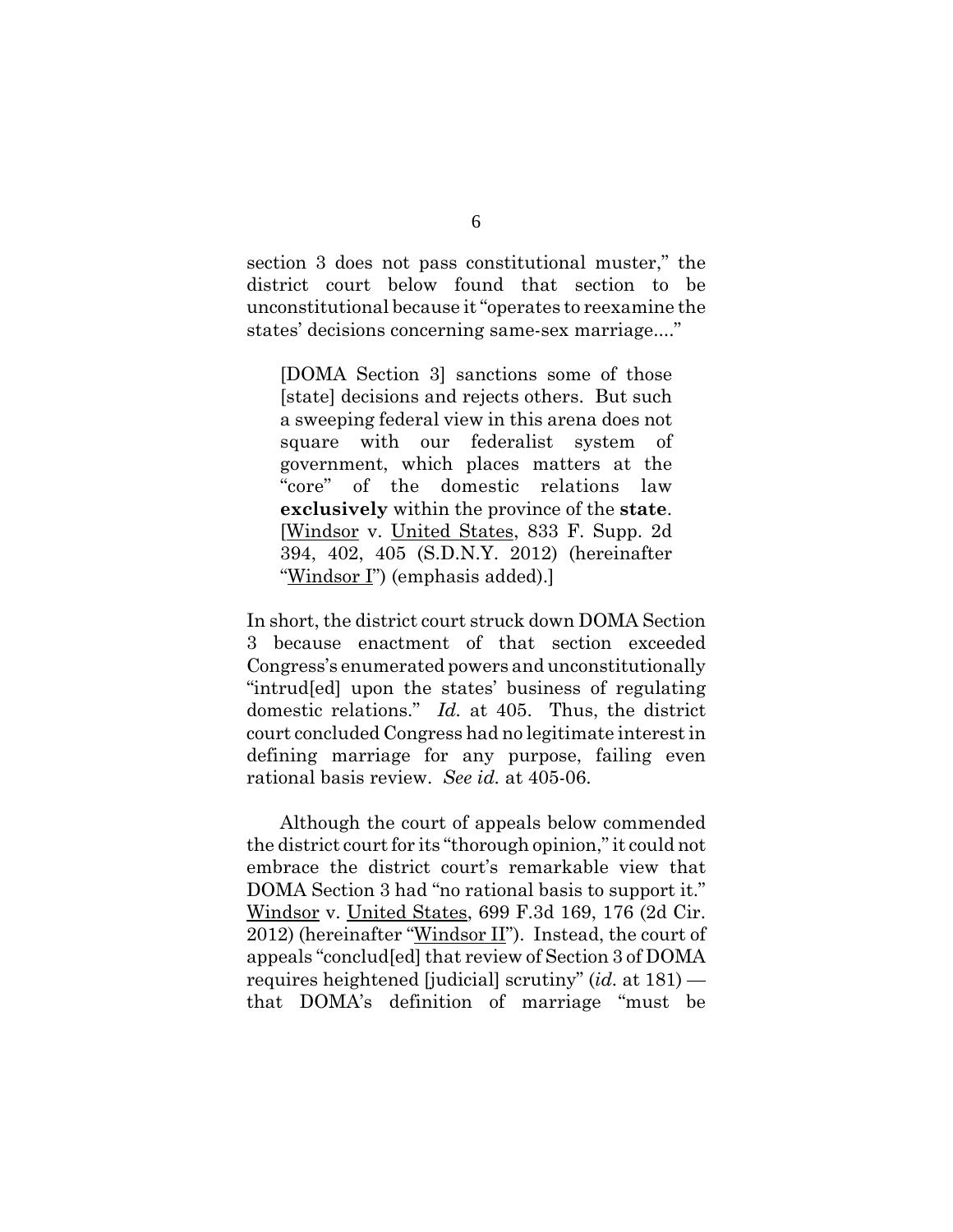section 3 does not pass constitutional muster," the district court below found that section to be unconstitutional because it "operates to reexamine the states' decisions concerning same-sex marriage...."

> [DOMA Section 3] sanctions some of those [state] decisions and rejects others. But such a sweeping federal view in this arena does not square with our federalist system of government, which places matters at the "core" of the domestic relations law **exclusively** within the province of the **state**. [Windsor v. United States, 833 F. Supp. 2d 394, 402, 405 (S.D.N.Y. 2012) (hereinafter "Windsor I") (emphasis added).]

In short, the district court struck down DOMA Section 3 because enactment of that section exceeded Congress's enumerated powers and unconstitutionally "intrud[ed] upon the states' business of regulating domestic relations." *Id.* at 405. Thus, the district court concluded Congress had no legitimate interest in defining marriage for any purpose, failing even rational basis review. *See id.* at 405-06.

Although the court of appeals below commended the district court for its "thorough opinion," it could not embrace the district court's remarkable view that DOMA Section 3 had "no rational basis to support it." Windsor v. United States, 699 F.3d 169, 176 (2d Cir. 2012) (hereinafter "Windsor II"). Instead, the court of appeals "conclud[ed] that review of Section 3 of DOMA requires heightened [judicial] scrutiny" (*id.* at 181) — that DOMA's definition of marriage "must be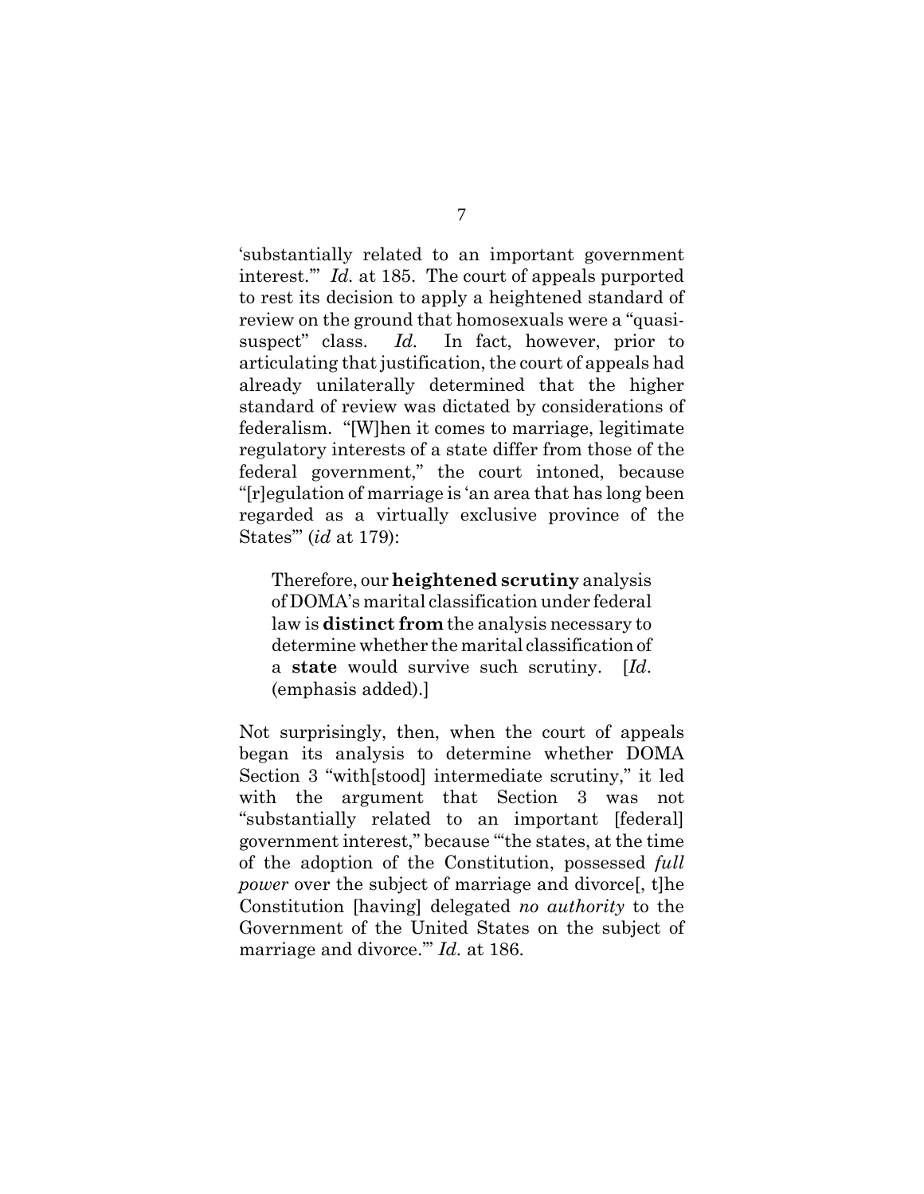'substantially related to an important government interest.'" *Id.* at 185. The court of appeals purported to rest its decision to apply a heightened standard of review on the ground that homosexuals were a "quasi-suspect" class. *Id.* In fact, however, prior to articulating that justification, the court of appeals had already unilaterally determined that the higher standard of review was dictated by considerations of federalism. "[W]hen it comes to marriage, legitimate regulatory interests of a state differ from those of the federal government," the court intoned, because "[r]egulation of marriage is 'an area that has long been regarded as a virtually exclusive province of the States'" (*id* at 179):

> Therefore, our **heightened scrutiny** analysis of DOMA's marital classification under federal law is **distinct from** the analysis necessary to determine whether the marital classification of a **state** would survive such scrutiny. [*Id*. (emphasis added).]

Not surprisingly, then, when the court of appeals began its analysis to determine whether DOMA Section 3 "with[stood] intermediate scrutiny," it led with the argument that Section 3 was not "substantially related to an important [federal] government interest," because "'the states, at the time of the adoption of the Constitution, possessed *full power* over the subject of marriage and divorce[, t]he Constitution [having] delegated *no authority* to the Government of the United States on the subject of marriage and divorce.'" *Id.* at 186.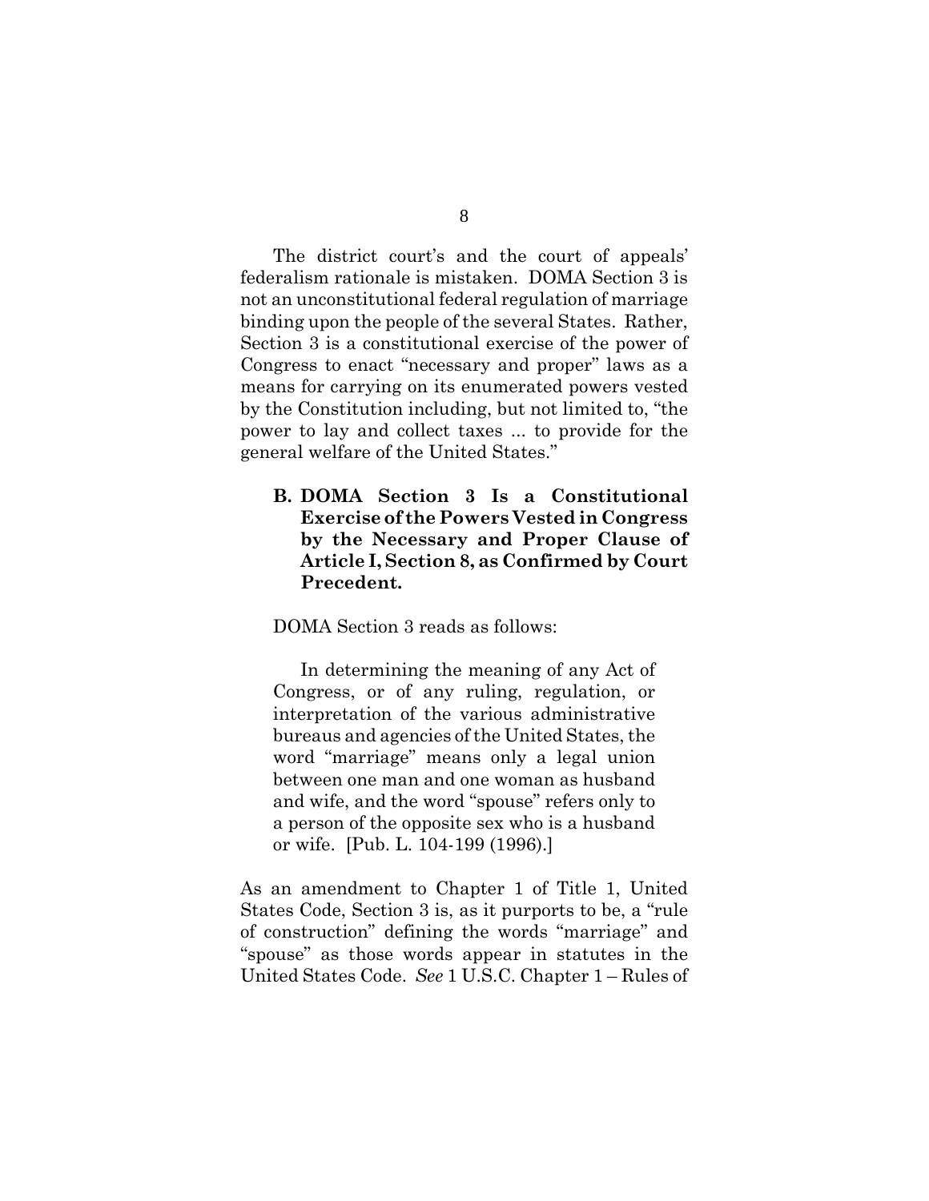The district court's and the court of appeals' federalism rationale is mistaken. DOMA Section 3 is not an unconstitutional federal regulation of marriage binding upon the people of the several States. Rather, Section 3 is a constitutional exercise of the power of Congress to enact "necessary and proper" laws as a means for carrying on its enumerated powers vested by the Constitution including, but not limited to, "the power to lay and collect taxes ... to provide for the general welfare of the United States."

### B. DOMA Section 3 Is a Constitutional Exercise of the Powers Vested in Congress by the Necessary and Proper Clause of Article I, Section 8, as Confirmed by Court Precedent.

DOMA Section 3 reads as follows:

> In determining the meaning of any Act of Congress, or of any ruling, regulation, or interpretation of the various administrative bureaus and agencies of the United States, the word "marriage" means only a legal union between one man and one woman as husband and wife, and the word "spouse" refers only to a person of the opposite sex who is a husband or wife. [Pub. L. 104-199 (1996).]

As an amendment to Chapter 1 of Title 1, United States Code, Section 3 is, as it purports to be, a "rule of construction" defining the words "marriage" and "spouse" as those words appear in statutes in the United States Code. *See* 1 U.S.C. Chapter 1 – Rules of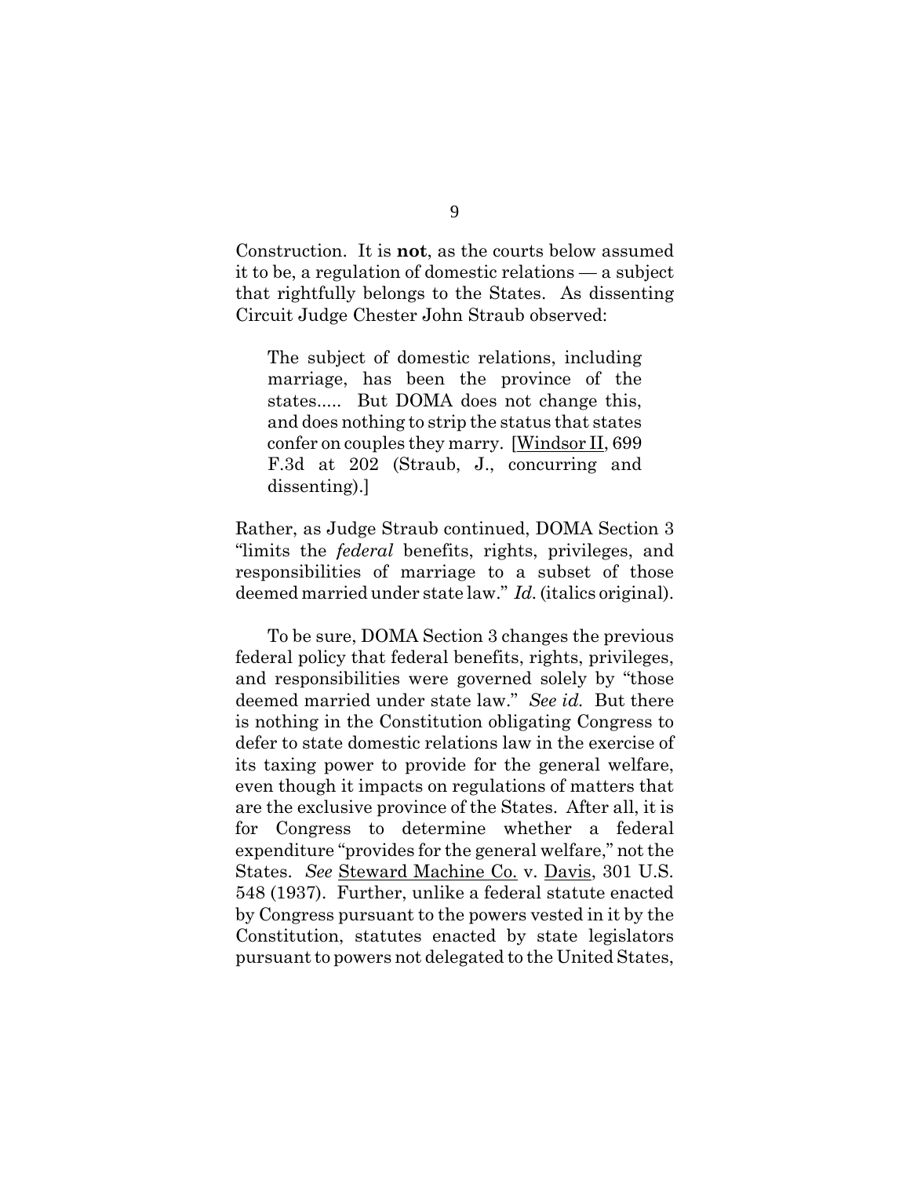Construction. It is **not**, as the courts below assumed it to be, a regulation of domestic relations — a subject that rightfully belongs to the States. As dissenting Circuit Judge Chester John Straub observed:

> The subject of domestic relations, including marriage, has been the province of the states..... But DOMA does not change this, and does nothing to strip the status that states confer on couples they marry. [Windsor II, 699 F.3d at 202 (Straub, J., concurring and dissenting).]

Rather, as Judge Straub continued, DOMA Section 3 "limits the *federal* benefits, rights, privileges, and responsibilities of marriage to a subset of those deemed married under state law." *Id.* (italics original).

To be sure, DOMA Section 3 changes the previous federal policy that federal benefits, rights, privileges, and responsibilities were governed solely by "those deemed married under state law." *See id.* But there is nothing in the Constitution obligating Congress to defer to state domestic relations law in the exercise of its taxing power to provide for the general welfare, even though it impacts on regulations of matters that are the exclusive province of the States. After all, it is for Congress to determine whether a federal expenditure "provides for the general welfare," not the States. *See* Steward Machine Co. v. Davis, 301 U.S. 548 (1937). Further, unlike a federal statute enacted by Congress pursuant to the powers vested in it by the Constitution, statutes enacted by state legislators pursuant to powers not delegated to the United States,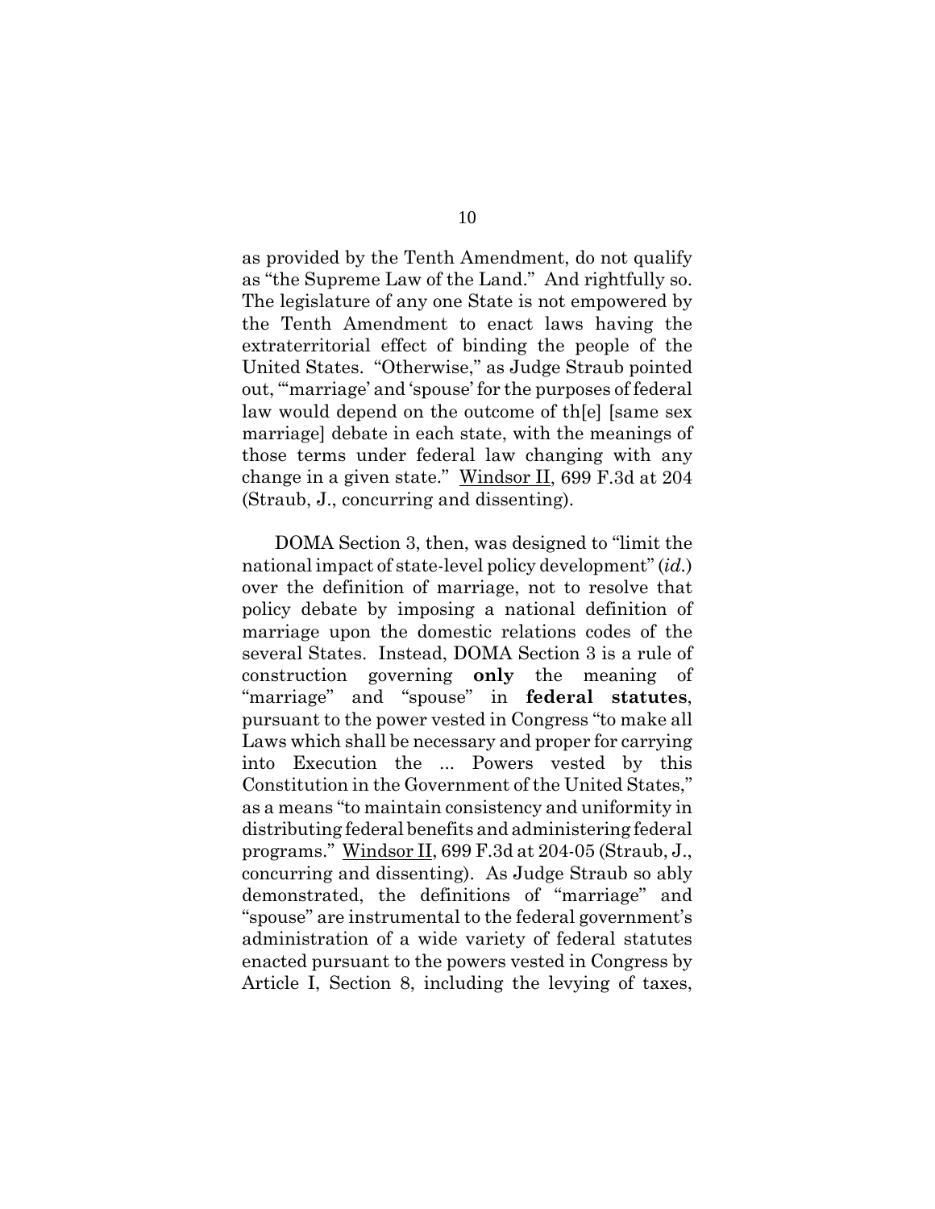as provided by the Tenth Amendment, do not qualify as "the Supreme Law of the Land." And rightfully so. The legislature of any one State is not empowered by the Tenth Amendment to enact laws having the extraterritorial effect of binding the people of the United States. "Otherwise," as Judge Straub pointed out, "'marriage' and 'spouse' for the purposes of federal law would depend on the outcome of th[e] [same sex marriage] debate in each state, with the meanings of those terms under federal law changing with any change in a given state." Windsor II, 699 F.3d at 204 (Straub, J., concurring and dissenting).

DOMA Section 3, then, was designed to "limit the national impact of state-level policy development" (*id.*) over the definition of marriage, not to resolve that policy debate by imposing a national definition of marriage upon the domestic relations codes of the several States. Instead, DOMA Section 3 is a rule of construction governing **only** the meaning of "marriage" and "spouse" in **federal statutes**, pursuant to the power vested in Congress "to make all Laws which shall be necessary and proper for carrying into Execution the ... Powers vested by this Constitution in the Government of the United States," as a means "to maintain consistency and uniformity in distributing federal benefits and administering federal programs." Windsor II, 699 F.3d at 204-05 (Straub, J., concurring and dissenting). As Judge Straub so ably demonstrated, the definitions of "marriage" and "spouse" are instrumental to the federal government's administration of a wide variety of federal statutes enacted pursuant to the powers vested in Congress by Article I, Section 8, including the levying of taxes,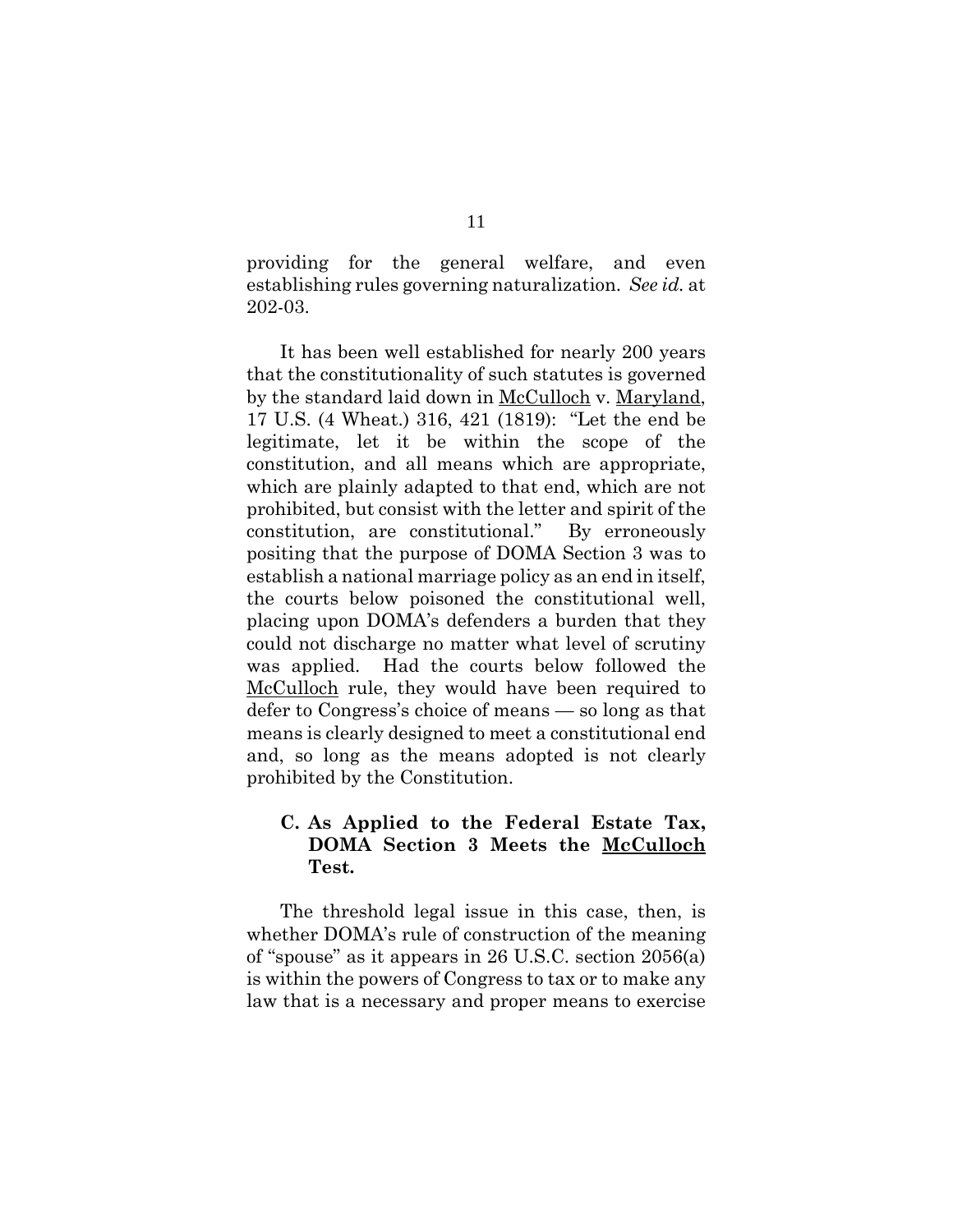providing for the general welfare, and even establishing rules governing naturalization. *See id.* at 202-03.

It has been well established for nearly 200 years that the constitutionality of such statutes is governed by the standard laid down in McCulloch v. Maryland, 17 U.S. (4 Wheat.) 316, 421 (1819): "Let the end be legitimate, let it be within the scope of the constitution, and all means which are appropriate, which are plainly adapted to that end, which are not prohibited, but consist with the letter and spirit of the constitution, are constitutional." By erroneously positing that the purpose of DOMA Section 3 was to establish a national marriage policy as an end in itself, the courts below poisoned the constitutional well, placing upon DOMA's defenders a burden that they could not discharge no matter what level of scrutiny was applied. Had the courts below followed the McCulloch rule, they would have been required to defer to Congress's choice of means — so long as that means is clearly designed to meet a constitutional end and, so long as the means adopted is not clearly prohibited by the Constitution.

### C. As Applied to the Federal Estate Tax, DOMA Section 3 Meets the McCulloch Test.

The threshold legal issue in this case, then, is whether DOMA's rule of construction of the meaning of "spouse" as it appears in 26 U.S.C. section 2056(a) is within the powers of Congress to tax or to make any law that is a necessary and proper means to exercise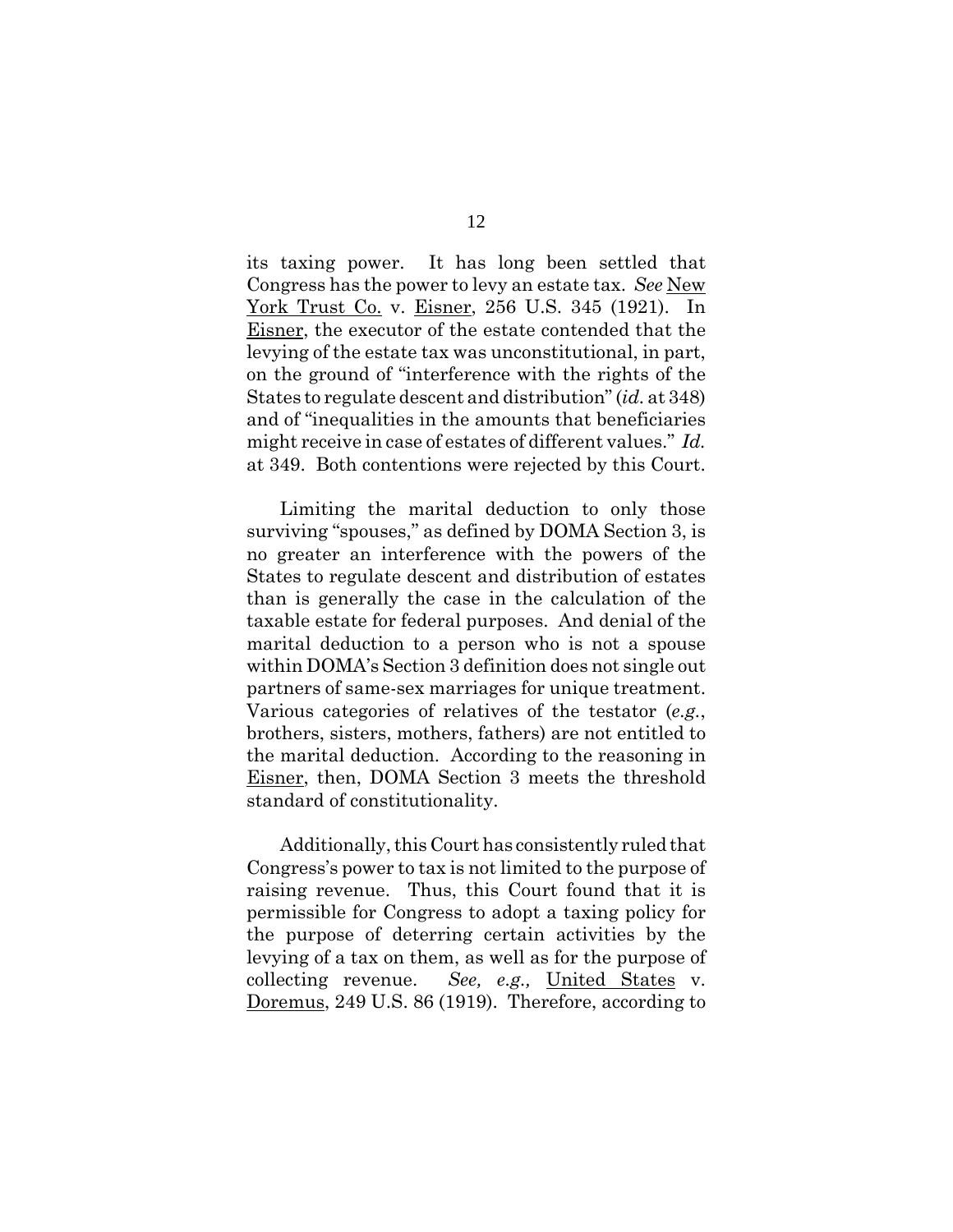its taxing power. It has long been settled that Congress has the power to levy an estate tax. *See* New York Trust Co. v. Eisner, 256 U.S. 345 (1921). In Eisner, the executor of the estate contended that the levying of the estate tax was unconstitutional, in part, on the ground of "interference with the rights of the States to regulate descent and distribution" (*id.* at 348) and of "inequalities in the amounts that beneficiaries might receive in case of estates of different values." *Id.* at 349. Both contentions were rejected by this Court.

Limiting the marital deduction to only those surviving "spouses," as defined by DOMA Section 3, is no greater an interference with the powers of the States to regulate descent and distribution of estates than is generally the case in the calculation of the taxable estate for federal purposes. And denial of the marital deduction to a person who is not a spouse within DOMA's Section 3 definition does not single out partners of same-sex marriages for unique treatment. Various categories of relatives of the testator (*e.g.*, brothers, sisters, mothers, fathers) are not entitled to the marital deduction. According to the reasoning in Eisner, then, DOMA Section 3 meets the threshold standard of constitutionality.

Additionally, this Court has consistently ruled that Congress's power to tax is not limited to the purpose of raising revenue. Thus, this Court found that it is permissible for Congress to adopt a taxing policy for the purpose of deterring certain activities by the levying of a tax on them, as well as for the purpose of collecting revenue. *See, e.g.,* United States v. Doremus, 249 U.S. 86 (1919). Therefore, according to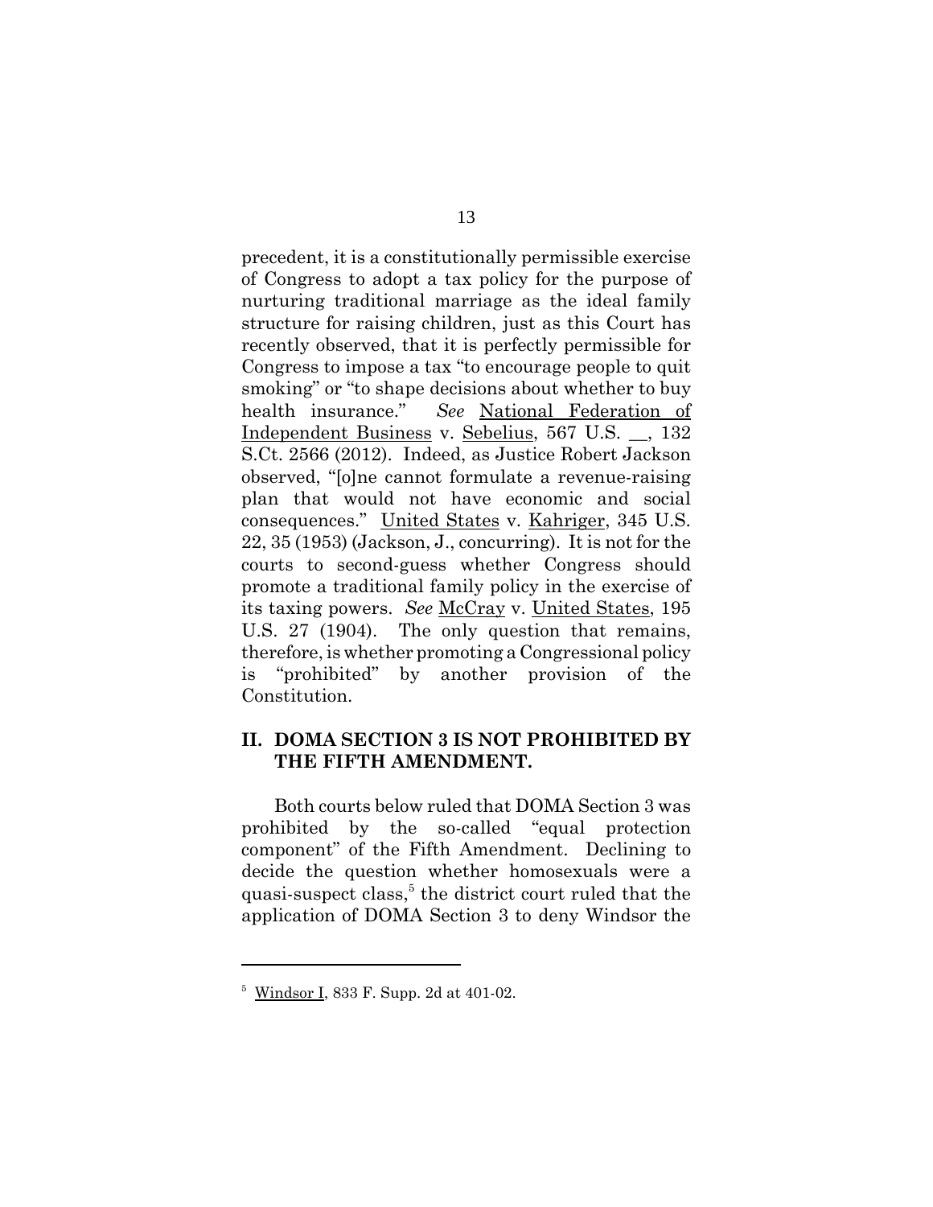precedent, it is a constitutionally permissible exercise of Congress to adopt a tax policy for the purpose of nurturing traditional marriage as the ideal family structure for raising children, just as this Court has recently observed, that it is perfectly permissible for Congress to impose a tax "to encourage people to quit smoking" or "to shape decisions about whether to buy health insurance." *See* National Federation of Independent Business v. Sebelius, 567 U.S. __, 132 S.Ct. 2566 (2012). Indeed, as Justice Robert Jackson observed, "[o]ne cannot formulate a revenue-raising plan that would not have economic and social consequences." United States v. Kahriger, 345 U.S. 22, 35 (1953) (Jackson, J., concurring). It is not for the courts to second-guess whether Congress should promote a traditional family policy in the exercise of its taxing powers. *See* McCray v. United States, 195 U.S. 27 (1904). The only question that remains, therefore, is whether promoting a Congressional policy is "prohibited" by another provision of the Constitution.

## II. DOMA SECTION 3 IS NOT PROHIBITED BY THE FIFTH AMENDMENT.

Both courts below ruled that DOMA Section 3 was prohibited by the so-called "equal protection component" of the Fifth Amendment. Declining to decide the question whether homosexuals were a quasi-suspect class,[5] the district court ruled that the application of DOMA Section 3 to deny Windsor the

---

[5] Windsor I, 833 F. Supp. 2d at 401-02.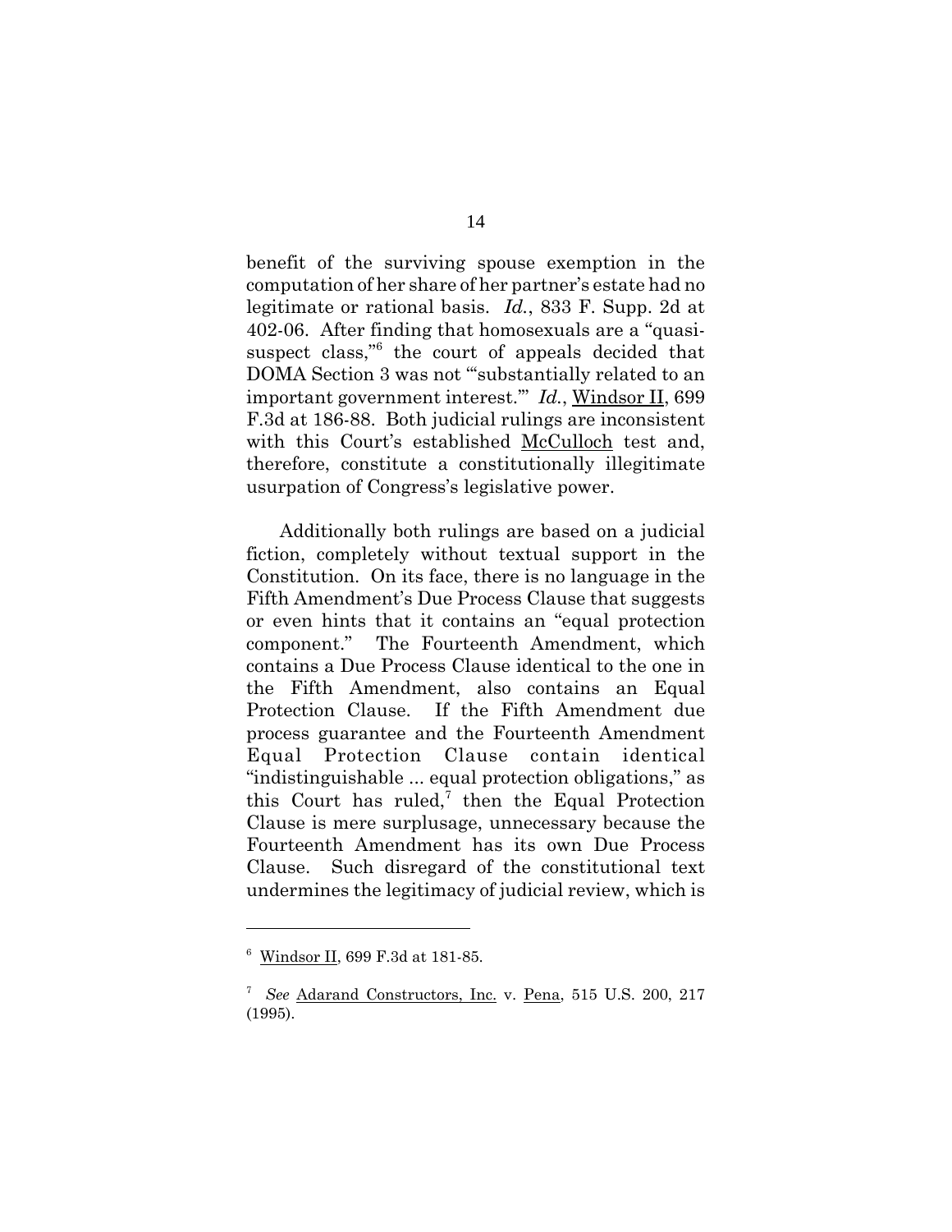benefit of the surviving spouse exemption in the computation of her share of her partner's estate had no legitimate or rational basis. *Id.*, 833 F. Supp. 2d at 402-06. After finding that homosexuals are a "quasi-suspect class,"[6] the court of appeals decided that DOMA Section 3 was not "'substantially related to an important government interest.'" *Id.*, Windsor II, 699 F.3d at 186-88. Both judicial rulings are inconsistent with this Court's established McCulloch test and, therefore, constitute a constitutionally illegitimate usurpation of Congress's legislative power.

Additionally both rulings are based on a judicial fiction, completely without textual support in the Constitution. On its face, there is no language in the Fifth Amendment's Due Process Clause that suggests or even hints that it contains an "equal protection component." The Fourteenth Amendment, which contains a Due Process Clause identical to the one in the Fifth Amendment, also contains an Equal Protection Clause. If the Fifth Amendment due process guarantee and the Fourteenth Amendment Equal Protection Clause contain identical "indistinguishable ... equal protection obligations," as this Court has ruled,[7] then the Equal Protection Clause is mere surplusage, unnecessary because the Fourteenth Amendment has its own Due Process Clause. Such disregard of the constitutional text undermines the legitimacy of judicial review, which is

---

[6] Windsor II, 699 F.3d at 181-85.

[7] *See* Adarand Constructors, Inc. v. Pena, 515 U.S. 200, 217 (1995).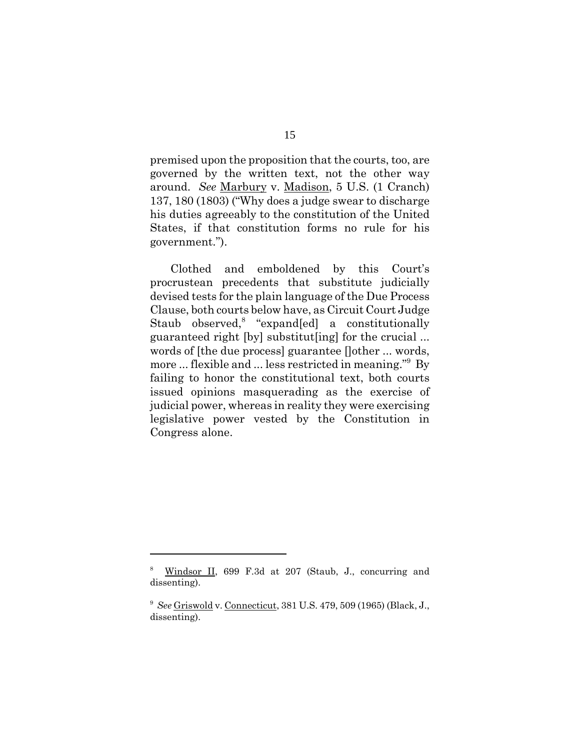premised upon the proposition that the courts, too, are governed by the written text, not the other way around. *See* Marbury v. Madison, 5 U.S. (1 Cranch) 137, 180 (1803) ("Why does a judge swear to discharge his duties agreeably to the constitution of the United States, if that constitution forms no rule for his government.").

Clothed and emboldened by this Court's procrustean precedents that substitute judicially devised tests for the plain language of the Due Process Clause, both courts below have, as Circuit Court Judge Staub observed,[8] "expand[ed] a constitutionally guaranteed right [by] substitut[ing] for the crucial ... words of [the due process] guarantee []other ... words, more ... flexible and ... less restricted in meaning."[9] By failing to honor the constitutional text, both courts issued opinions masquerading as the exercise of judicial power, whereas in reality they were exercising legislative power vested by the Constitution in Congress alone.

---

[8] Windsor II, 699 F.3d at 207 (Staub, J., concurring and dissenting).

[9] *See* Griswold v. Connecticut, 381 U.S. 479, 509 (1965) (Black, J., dissenting).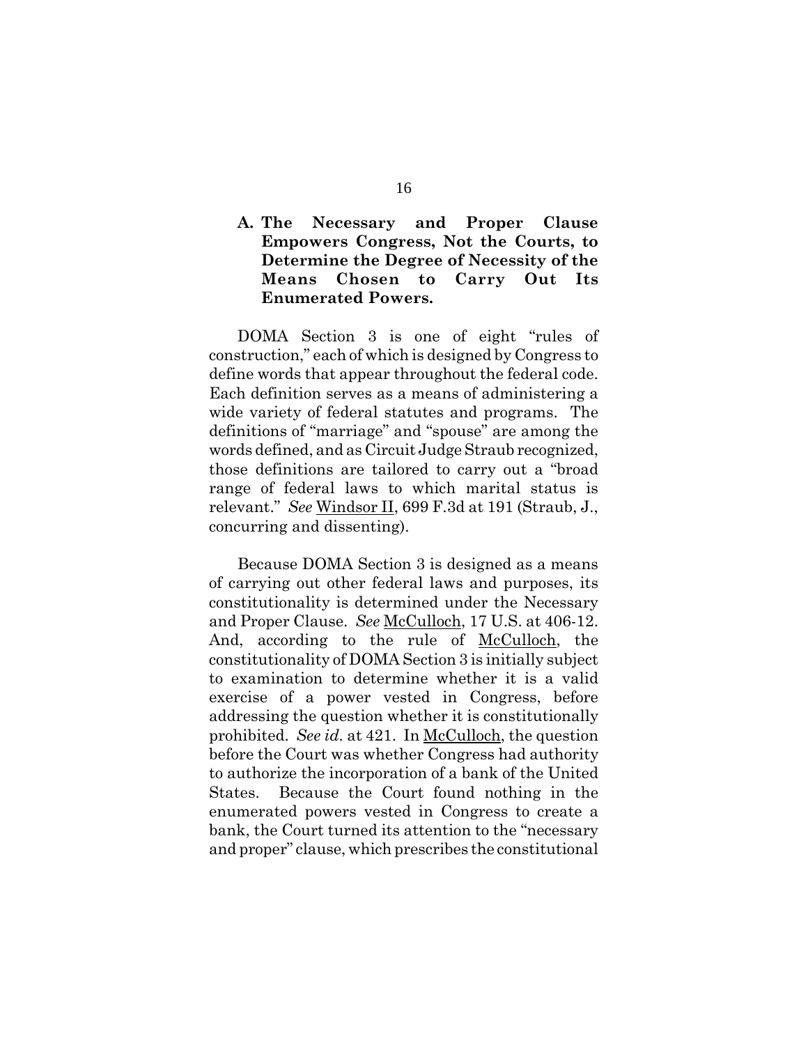### A. The Necessary and Proper Clause Empowers Congress, Not the Courts, to Determine the Degree of Necessity of the Means Chosen to Carry Out Its Enumerated Powers.

DOMA Section 3 is one of eight "rules of construction," each of which is designed by Congress to define words that appear throughout the federal code. Each definition serves as a means of administering a wide variety of federal statutes and programs. The definitions of "marriage" and "spouse" are among the words defined, and as Circuit Judge Straub recognized, those definitions are tailored to carry out a "broad range of federal laws to which marital status is relevant." *See* Windsor II, 699 F.3d at 191 (Straub, J., concurring and dissenting).

Because DOMA Section 3 is designed as a means of carrying out other federal laws and purposes, its constitutionality is determined under the Necessary and Proper Clause. *See* McCulloch, 17 U.S. at 406-12. And, according to the rule of McCulloch, the constitutionality of DOMA Section 3 is initially subject to examination to determine whether it is a valid exercise of a power vested in Congress, before addressing the question whether it is constitutionally prohibited. *See id.* at 421. In McCulloch, the question before the Court was whether Congress had authority to authorize the incorporation of a bank of the United States. Because the Court found nothing in the enumerated powers vested in Congress to create a bank, the Court turned its attention to the "necessary and proper" clause, which prescribes the constitutional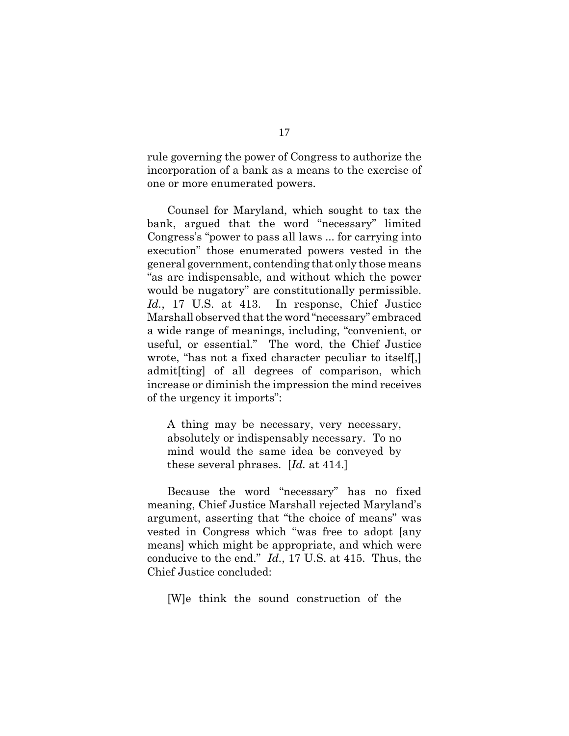rule governing the power of Congress to authorize the incorporation of a bank as a means to the exercise of one or more enumerated powers.

Counsel for Maryland, which sought to tax the bank, argued that the word "necessary" limited Congress's "power to pass all laws ... for carrying into execution" those enumerated powers vested in the general government, contending that only those means "as are indispensable, and without which the power would be nugatory" are constitutionally permissible. *Id.*, 17 U.S. at 413. In response, Chief Justice Marshall observed that the word "necessary" embraced a wide range of meanings, including, "convenient, or useful, or essential." The word, the Chief Justice wrote, "has not a fixed character peculiar to itself[,] admit[ting] of all degrees of comparison, which increase or diminish the impression the mind receives of the urgency it imports":

> A thing may be necessary, very necessary, absolutely or indispensably necessary. To no mind would the same idea be conveyed by these several phrases. [*Id.* at 414.]

Because the word "necessary" has no fixed meaning, Chief Justice Marshall rejected Maryland's argument, asserting that "the choice of means" was vested in Congress which "was free to adopt [any means] which might be appropriate, and which were conducive to the end." *Id.*, 17 U.S. at 415. Thus, the Chief Justice concluded:

> [W]e think the sound construction of the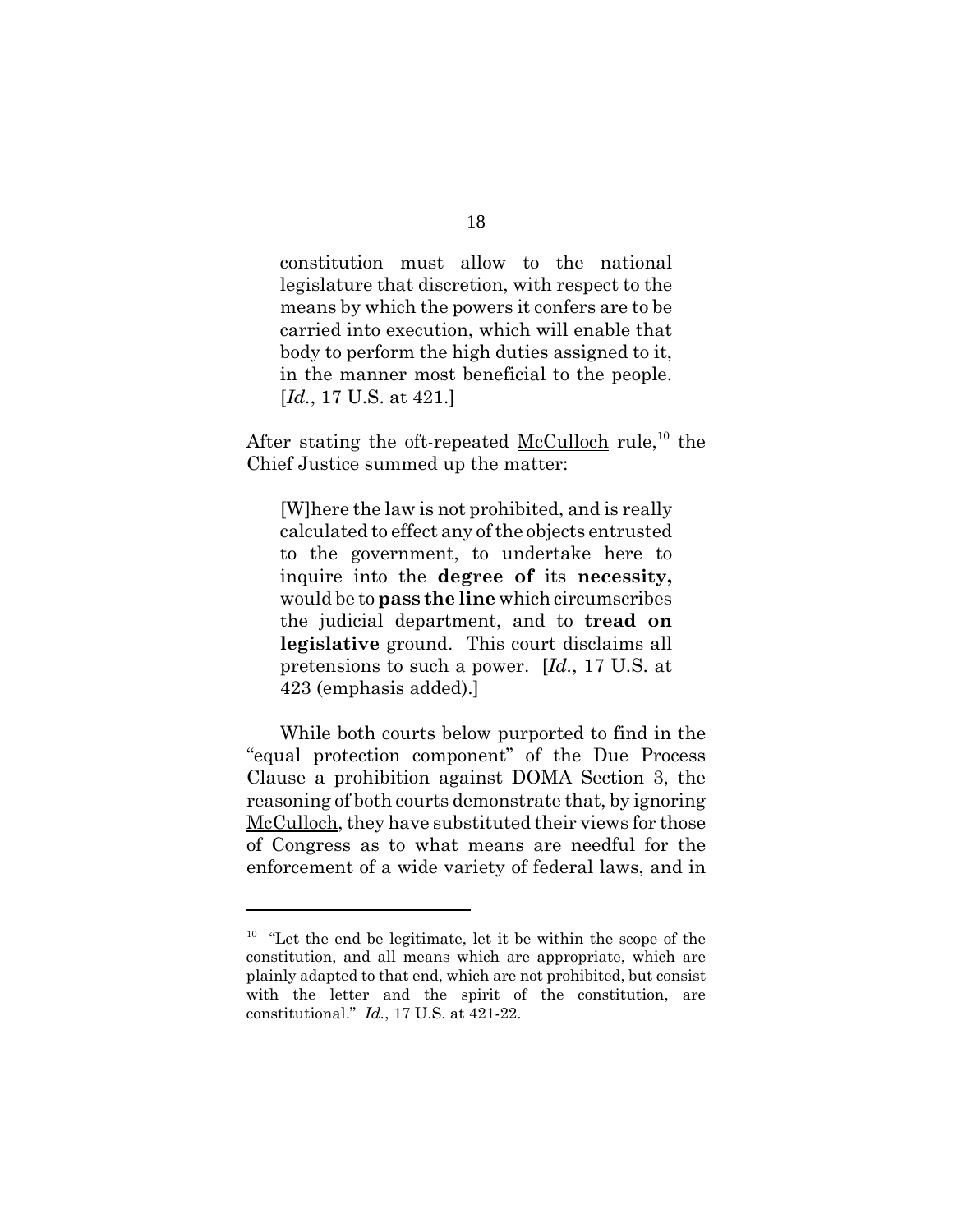> constitution must allow to the national legislature that discretion, with respect to the means by which the powers it confers are to be carried into execution, which will enable that body to perform the high duties assigned to it, in the manner most beneficial to the people. [*Id.*, 17 U.S. at 421.]

After stating the oft-repeated McCulloch rule,[10] the Chief Justice summed up the matter:

> [W]here the law is not prohibited, and is really calculated to effect any of the objects entrusted to the government, to undertake here to inquire into the **degree of** its **necessity,** would be to **pass the line** which circumscribes the judicial department, and to **tread on legislative** ground. This court disclaims all pretensions to such a power. [*Id.*, 17 U.S. at 423 (emphasis added).]

While both courts below purported to find in the "equal protection component" of the Due Process Clause a prohibition against DOMA Section 3, the reasoning of both courts demonstrate that, by ignoring McCulloch, they have substituted their views for those of Congress as to what means are needful for the enforcement of a wide variety of federal laws, and in

---

[10] "Let the end be legitimate, let it be within the scope of the constitution, and all means which are appropriate, which are plainly adapted to that end, which are not prohibited, but consist with the letter and the spirit of the constitution, are constitutional." *Id.*, 17 U.S. at 421-22.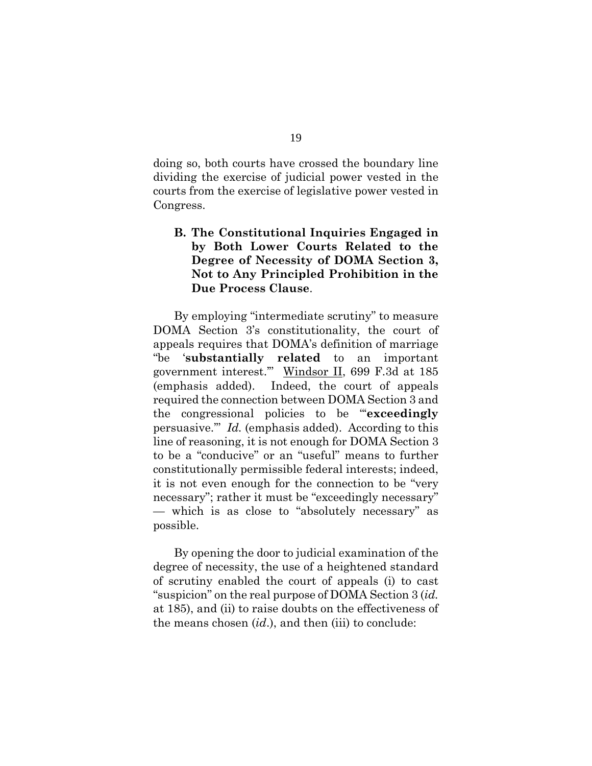doing so, both courts have crossed the boundary line dividing the exercise of judicial power vested in the courts from the exercise of legislative power vested in Congress.

### B. The Constitutional Inquiries Engaged in by Both Lower Courts Related to the Degree of Necessity of DOMA Section 3, Not to Any Principled Prohibition in the Due Process Clause.

By employing "intermediate scrutiny" to measure DOMA Section 3's constitutionality, the court of appeals requires that DOMA's definition of marriage "be '**substantially related** to an important government interest.'" Windsor II, 699 F.3d at 185 (emphasis added). Indeed, the court of appeals required the connection between DOMA Section 3 and the congressional policies to be "'**exceedingly** persuasive.'" *Id.* (emphasis added). According to this line of reasoning, it is not enough for DOMA Section 3 to be a "conducive" or an "useful" means to further constitutionally permissible federal interests; indeed, it is not even enough for the connection to be "very necessary"; rather it must be "exceedingly necessary" — which is as close to "absolutely necessary" as possible.

By opening the door to judicial examination of the degree of necessity, the use of a heightened standard of scrutiny enabled the court of appeals (i) to cast "suspicion" on the real purpose of DOMA Section 3 (*id.* at 185), and (ii) to raise doubts on the effectiveness of the means chosen (*id.*), and then (iii) to conclude: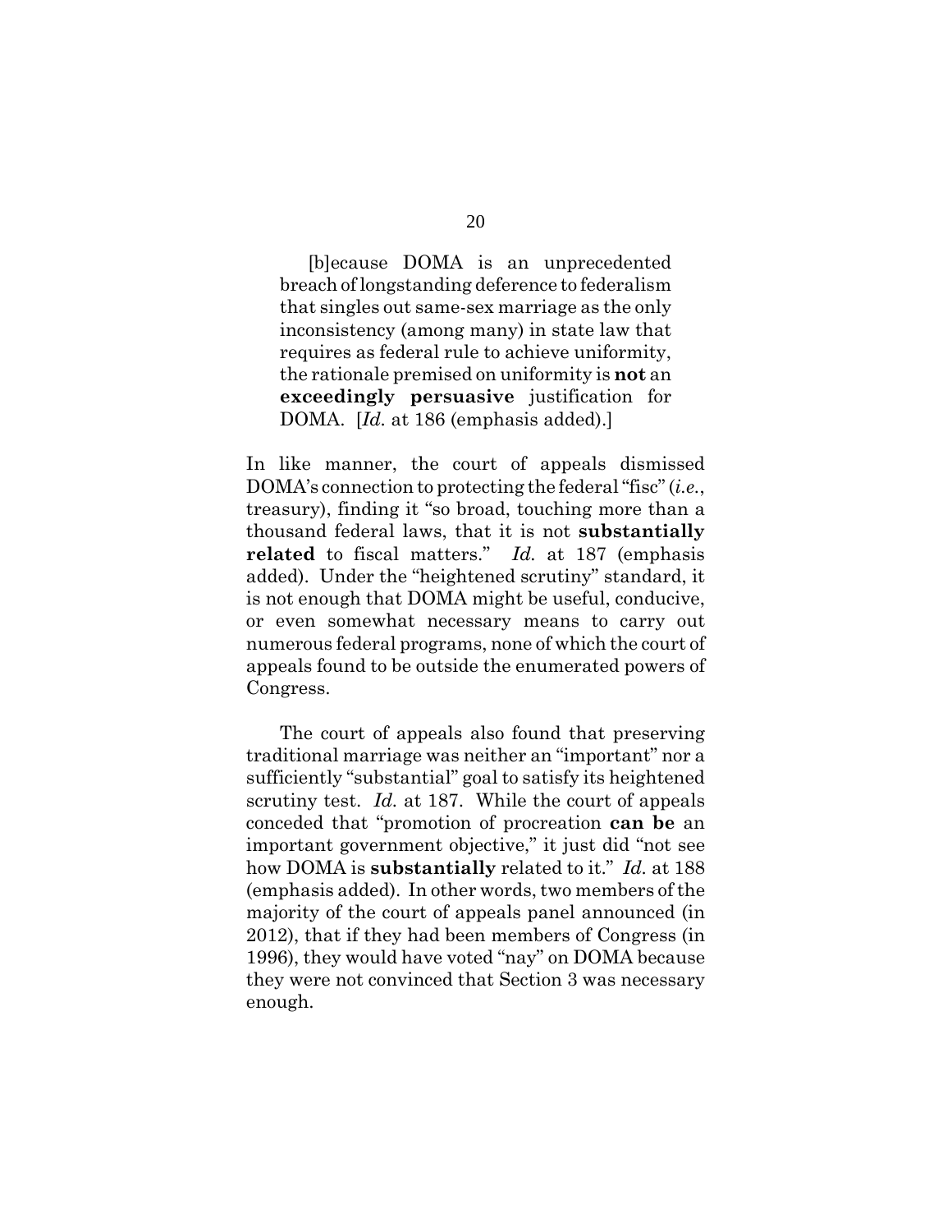> [b]ecause DOMA is an unprecedented breach of longstanding deference to federalism that singles out same-sex marriage as the only inconsistency (among many) in state law that requires as federal rule to achieve uniformity, the rationale premised on uniformity is **not** an **exceedingly persuasive** justification for DOMA. [*Id.* at 186 (emphasis added).]

In like manner, the court of appeals dismissed DOMA's connection to protecting the federal "fisc" (*i.e.*, treasury), finding it "so broad, touching more than a thousand federal laws, that it is not **substantially related** to fiscal matters." *Id.* at 187 (emphasis added). Under the "heightened scrutiny" standard, it is not enough that DOMA might be useful, conducive, or even somewhat necessary means to carry out numerous federal programs, none of which the court of appeals found to be outside the enumerated powers of Congress.

The court of appeals also found that preserving traditional marriage was neither an "important" nor a sufficiently "substantial" goal to satisfy its heightened scrutiny test. *Id.* at 187. While the court of appeals conceded that "promotion of procreation **can be** an important government objective," it just did "not see how DOMA is **substantially** related to it." *Id.* at 188 (emphasis added). In other words, two members of the majority of the court of appeals panel announced (in 2012), that if they had been members of Congress (in 1996), they would have voted "nay" on DOMA because they were not convinced that Section 3 was necessary enough.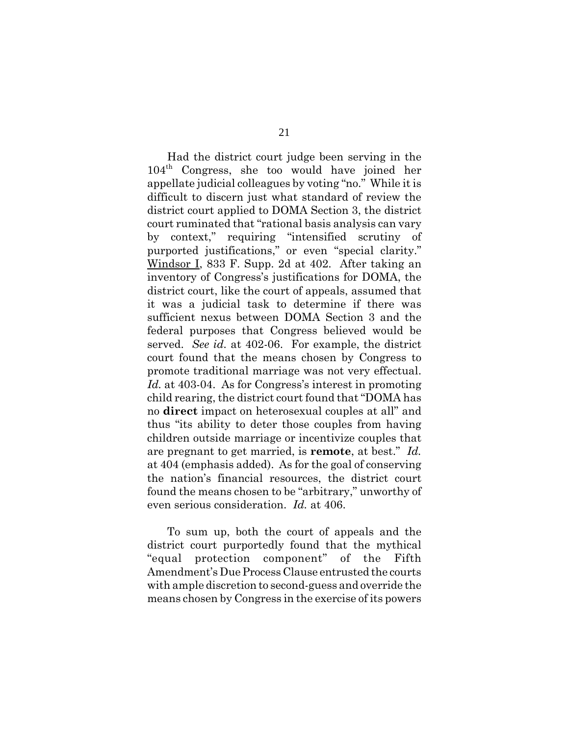Had the district court judge been serving in the 104th Congress, she too would have joined her appellate judicial colleagues by voting "no." While it is difficult to discern just what standard of review the district court applied to DOMA Section 3, the district court ruminated that "rational basis analysis can vary by context," requiring "intensified scrutiny of purported justifications," or even "special clarity." Windsor I, 833 F. Supp. 2d at 402. After taking an inventory of Congress's justifications for DOMA, the district court, like the court of appeals, assumed that it was a judicial task to determine if there was sufficient nexus between DOMA Section 3 and the federal purposes that Congress believed would be served. *See id.* at 402-06. For example, the district court found that the means chosen by Congress to promote traditional marriage was not very effectual. *Id.* at 403-04. As for Congress's interest in promoting child rearing, the district court found that "DOMA has no **direct** impact on heterosexual couples at all" and thus "its ability to deter those couples from having children outside marriage or incentivize couples that are pregnant to get married, is **remote**, at best." *Id.* at 404 (emphasis added). As for the goal of conserving the nation's financial resources, the district court found the means chosen to be "arbitrary," unworthy of even serious consideration. *Id.* at 406.

To sum up, both the court of appeals and the district court purportedly found that the mythical "equal protection component" of the Fifth Amendment's Due Process Clause entrusted the courts with ample discretion to second-guess and override the means chosen by Congress in the exercise of its powers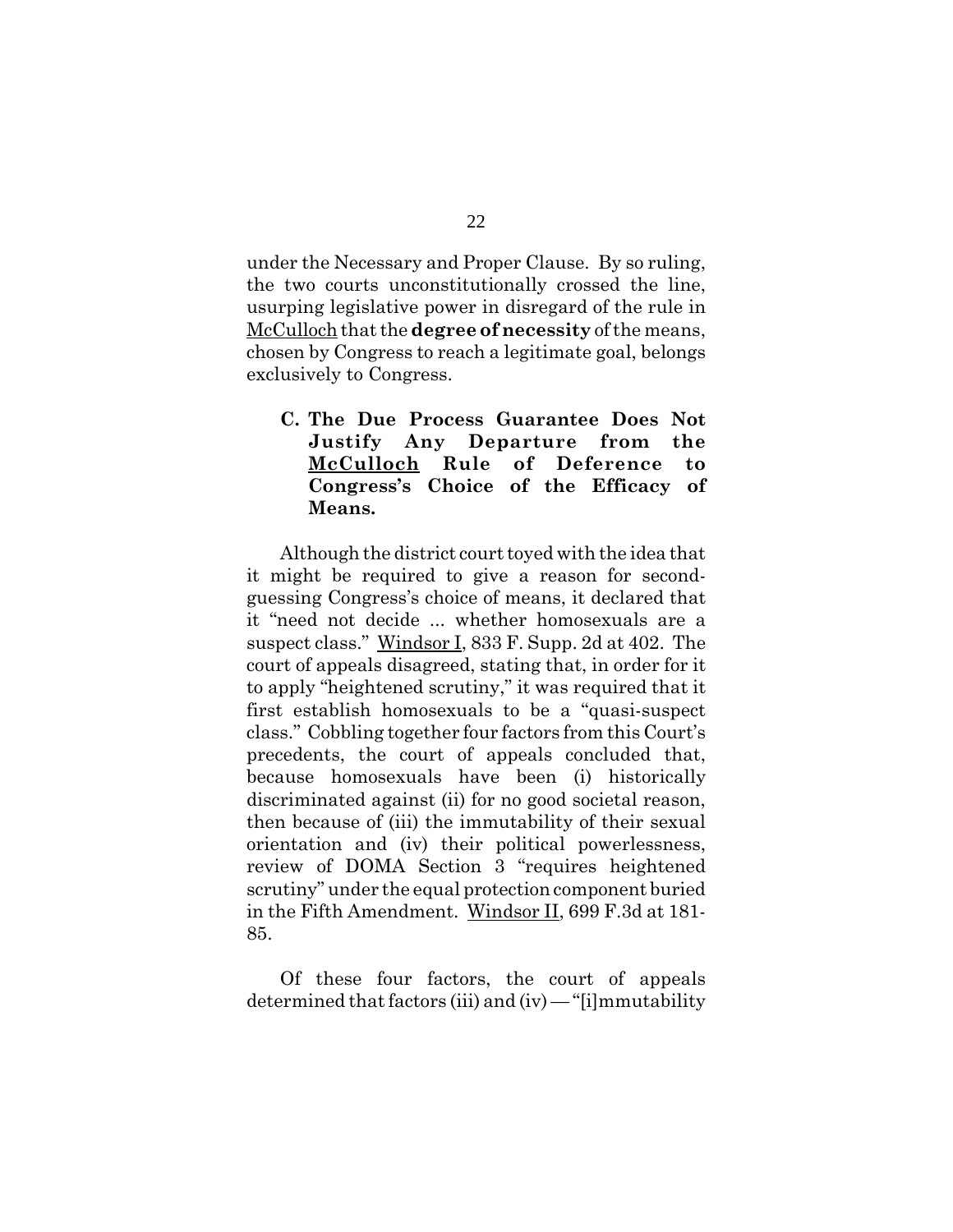under the Necessary and Proper Clause. By so ruling, the two courts unconstitutionally crossed the line, usurping legislative power in disregard of the rule in McCulloch that the **degree of necessity** of the means, chosen by Congress to reach a legitimate goal, belongs exclusively to Congress.

### C. The Due Process Guarantee Does Not Justify Any Departure from the McCulloch Rule of Deference to Congress's Choice of the Efficacy of Means.

Although the district court toyed with the idea that it might be required to give a reason for second-guessing Congress's choice of means, it declared that it "need not decide ... whether homosexuals are a suspect class." Windsor I, 833 F. Supp. 2d at 402. The court of appeals disagreed, stating that, in order for it to apply "heightened scrutiny," it was required that it first establish homosexuals to be a "quasi-suspect class." Cobbling together four factors from this Court's precedents, the court of appeals concluded that, because homosexuals have been (i) historically discriminated against (ii) for no good societal reason, then because of (iii) the immutability of their sexual orientation and (iv) their political powerlessness, review of DOMA Section 3 "requires heightened scrutiny" under the equal protection component buried in the Fifth Amendment. Windsor II, 699 F.3d at 181-85.

Of these four factors, the court of appeals determined that factors (iii) and (iv) — "[i]mmutability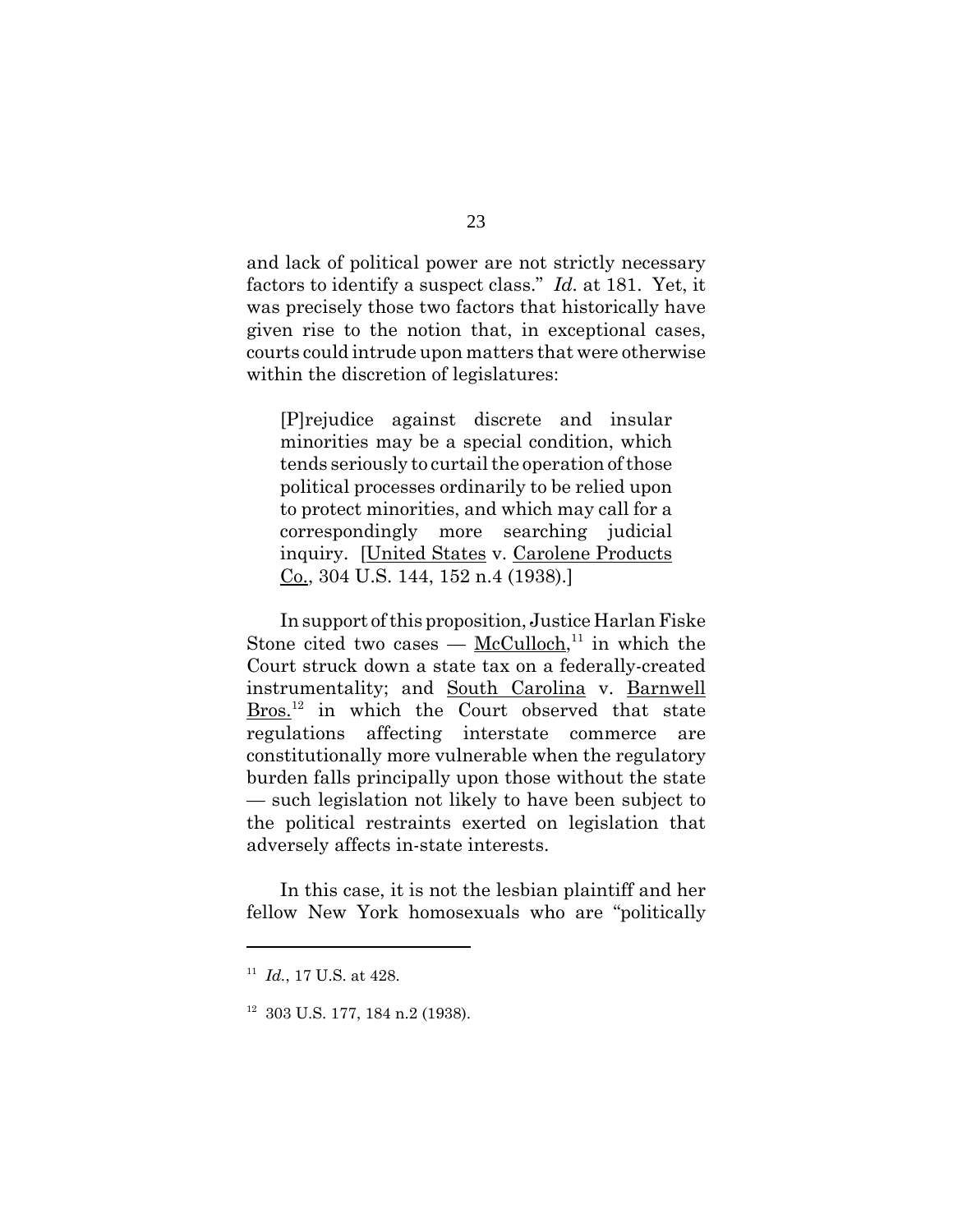and lack of political power are not strictly necessary factors to identify a suspect class." *Id.* at 181. Yet, it was precisely those two factors that historically have given rise to the notion that, in exceptional cases, courts could intrude upon matters that were otherwise within the discretion of legislatures:

> [P]rejudice against discrete and insular minorities may be a special condition, which tends seriously to curtail the operation of those political processes ordinarily to be relied upon to protect minorities, and which may call for a correspondingly more searching judicial inquiry. [United States v. Carolene Products Co., 304 U.S. 144, 152 n.4 (1938).]

In support of this proposition, Justice Harlan Fiske Stone cited two cases — McCulloch,[11] in which the Court struck down a state tax on a federally-created instrumentality; and South Carolina v. Barnwell Bros.[12] in which the Court observed that state regulations affecting interstate commerce are constitutionally more vulnerable when the regulatory burden falls principally upon those without the state — such legislation not likely to have been subject to the political restraints exerted on legislation that adversely affects in-state interests.

In this case, it is not the lesbian plaintiff and her fellow New York homosexuals who are "politically

---

[11] *Id.*, 17 U.S. at 428.

[12] 303 U.S. 177, 184 n.2 (1938).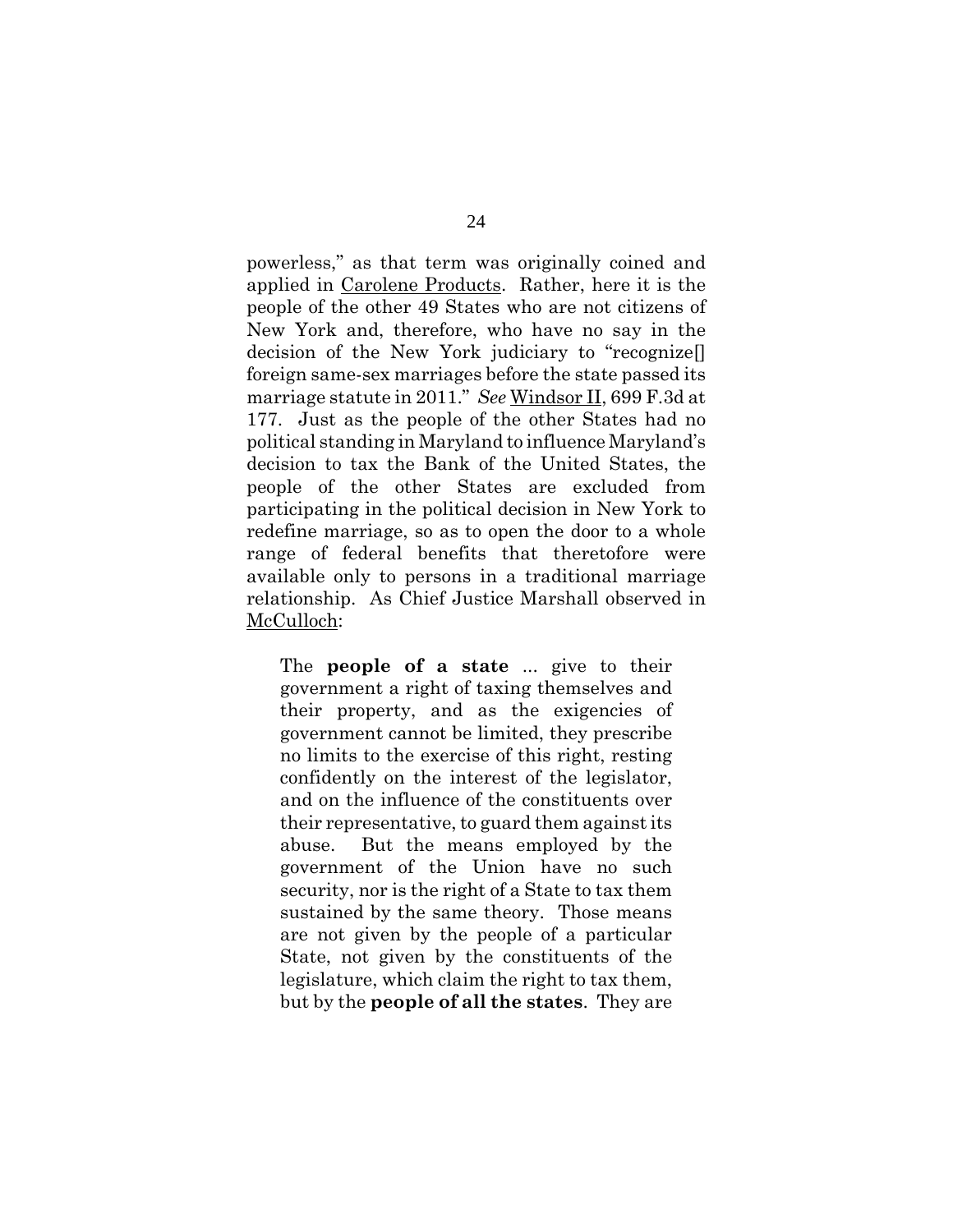powerless," as that term was originally coined and applied in Carolene Products. Rather, here it is the people of the other 49 States who are not citizens of New York and, therefore, who have no say in the decision of the New York judiciary to "recognize[] foreign same-sex marriages before the state passed its marriage statute in 2011." *See* Windsor II, 699 F.3d at 177. Just as the people of the other States had no political standing in Maryland to influence Maryland's decision to tax the Bank of the United States, the people of the other States are excluded from participating in the political decision in New York to redefine marriage, so as to open the door to a whole range of federal benefits that theretofore were available only to persons in a traditional marriage relationship. As Chief Justice Marshall observed in McCulloch:

> The **people of a state** ... give to their government a right of taxing themselves and their property, and as the exigencies of government cannot be limited, they prescribe no limits to the exercise of this right, resting confidently on the interest of the legislator, and on the influence of the constituents over their representative, to guard them against its abuse. But the means employed by the government of the Union have no such security, nor is the right of a State to tax them sustained by the same theory. Those means are not given by the people of a particular State, not given by the constituents of the legislature, which claim the right to tax them, but by the **people of all the states**. They are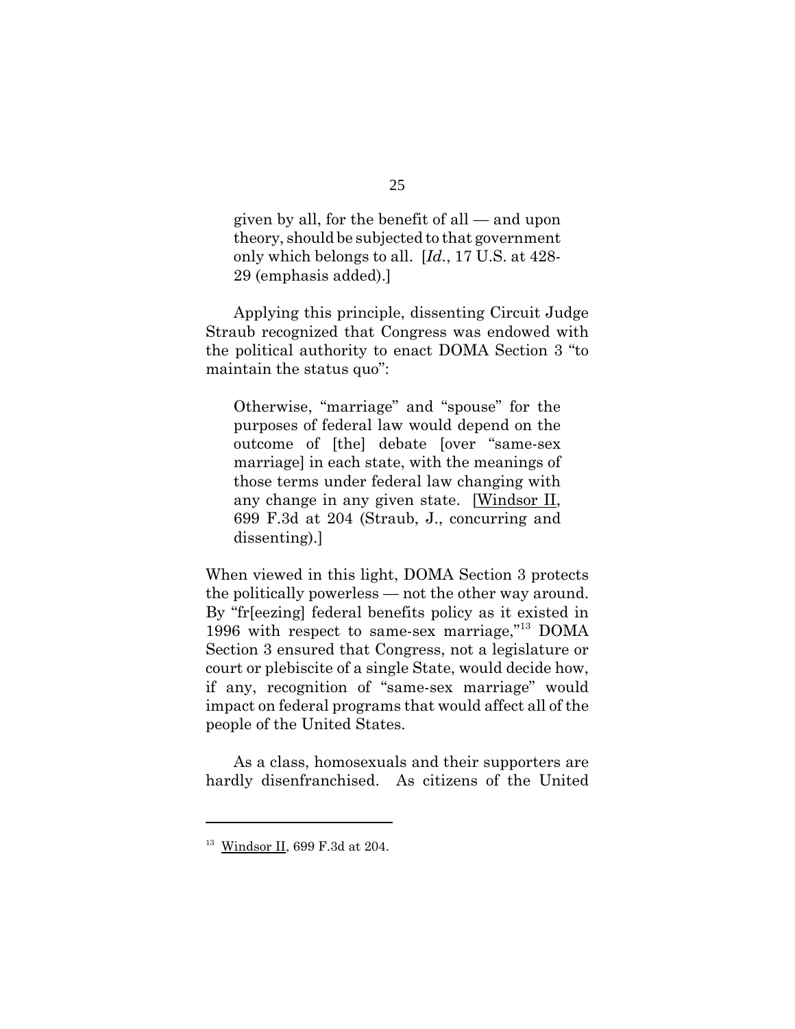> given by all, for the benefit of all — and upon theory, should be subjected to that government only which belongs to all. [*Id.*, 17 U.S. at 428-29 (emphasis added).]

Applying this principle, dissenting Circuit Judge Straub recognized that Congress was endowed with the political authority to enact DOMA Section 3 "to maintain the status quo":

> Otherwise, "marriage" and "spouse" for the purposes of federal law would depend on the outcome of [the] debate [over "same-sex marriage] in each state, with the meanings of those terms under federal law changing with any change in any given state. [Windsor II, 699 F.3d at 204 (Straub, J., concurring and dissenting).]

When viewed in this light, DOMA Section 3 protects the politically powerless — not the other way around. By "fr[eezing] federal benefits policy as it existed in 1996 with respect to same-sex marriage,"[13] DOMA Section 3 ensured that Congress, not a legislature or court or plebiscite of a single State, would decide how, if any, recognition of "same-sex marriage" would impact on federal programs that would affect all of the people of the United States.

As a class, homosexuals and their supporters are hardly disenfranchised. As citizens of the United

[13] Windsor II, 699 F.3d at 204.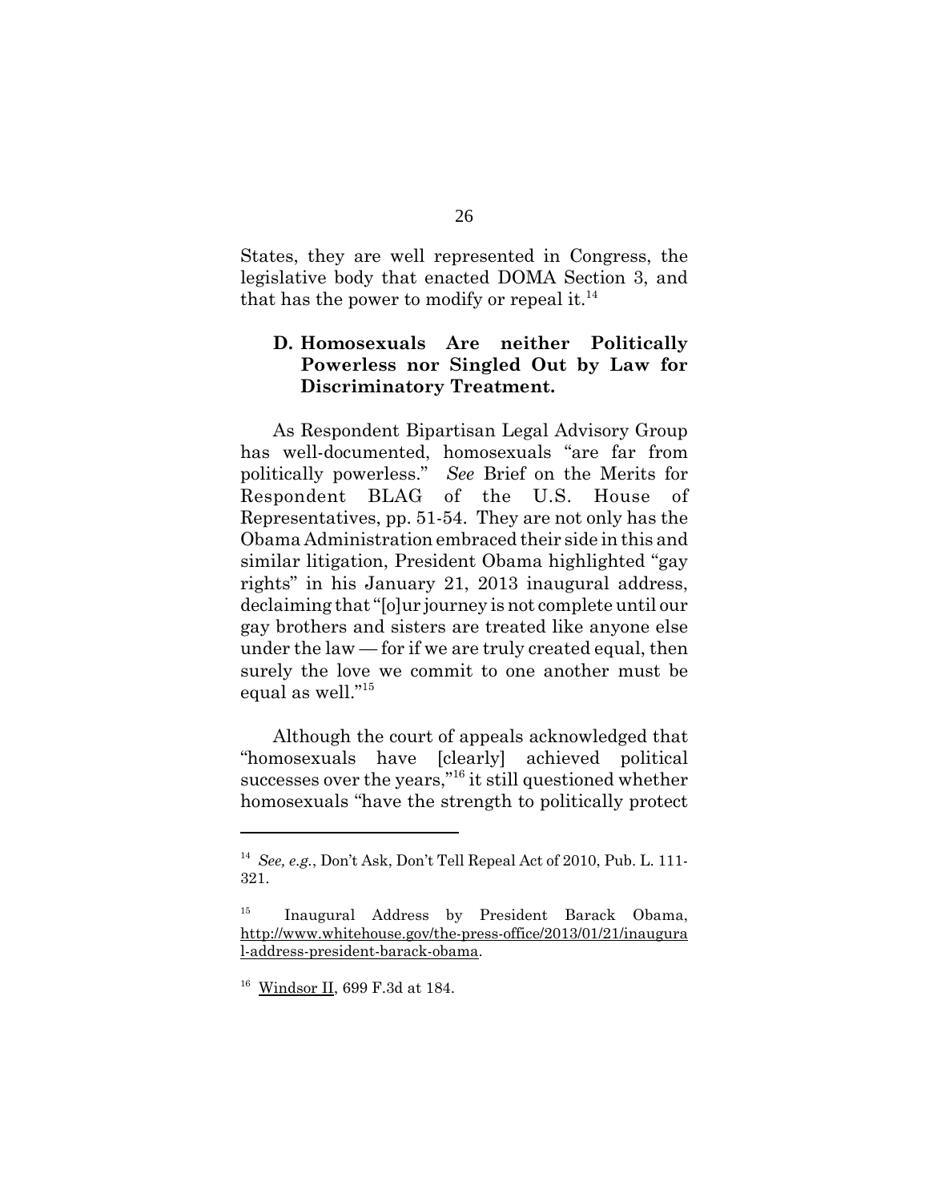States, they are well represented in Congress, the legislative body that enacted DOMA Section 3, and that has the power to modify or repeal it.[14]

### D. Homosexuals Are neither Politically Powerless nor Singled Out by Law for Discriminatory Treatment.

As Respondent Bipartisan Legal Advisory Group has well-documented, homosexuals "are far from politically powerless." *See* Brief on the Merits for Respondent BLAG of the U.S. House of Representatives, pp. 51-54. They are not only has the Obama Administration embraced their side in this and similar litigation, President Obama highlighted "gay rights" in his January 21, 2013 inaugural address, declaiming that "[o]ur journey is not complete until our gay brothers and sisters are treated like anyone else under the law — for if we are truly created equal, then surely the love we commit to one another must be equal as well."[15]

Although the court of appeals acknowledged that "homosexuals have [clearly] achieved political successes over the years,"[16] it still questioned whether homosexuals "have the strength to politically protect

---

[14] *See, e.g.*, Don't Ask, Don't Tell Repeal Act of 2010, Pub. L. 111-321.

[15] Inaugural Address by President Barack Obama, http://www.whitehouse.gov/the-press-office/2013/01/21/inaugural-address-president-barack-obama.

[16] Windsor II, 699 F.3d at 184.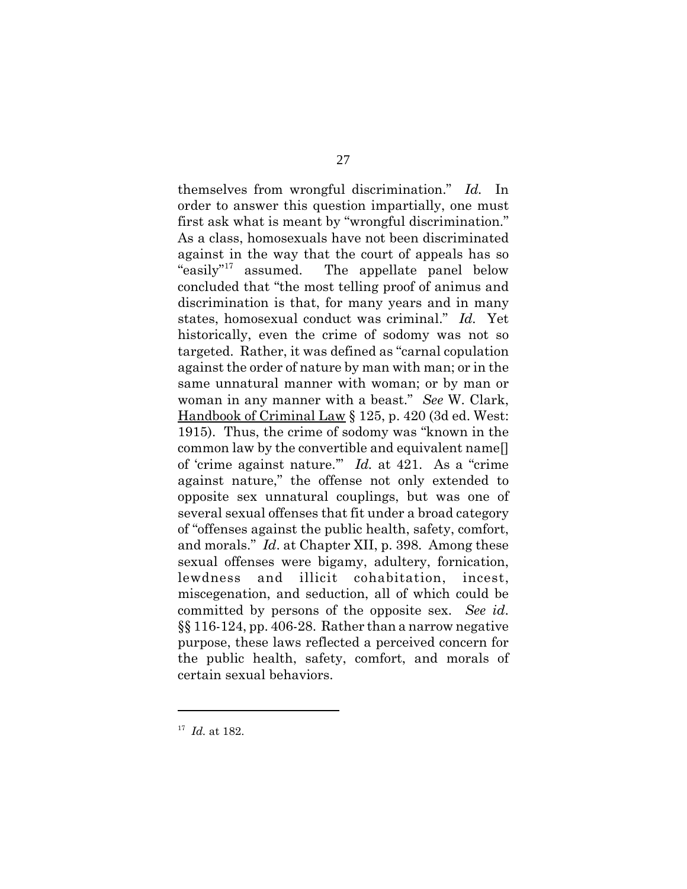themselves from wrongful discrimination." *Id.* In order to answer this question impartially, one must first ask what is meant by "wrongful discrimination." As a class, homosexuals have not been discriminated against in the way that the court of appeals has so "easily"[17] assumed. The appellate panel below concluded that "the most telling proof of animus and discrimination is that, for many years and in many states, homosexual conduct was criminal." *Id.* Yet historically, even the crime of sodomy was not so targeted. Rather, it was defined as "carnal copulation against the order of nature by man with man; or in the same unnatural manner with woman; or by man or woman in any manner with a beast." *See* W. Clark, Handbook of Criminal Law § 125, p. 420 (3d ed. West: 1915). Thus, the crime of sodomy was "known in the common law by the convertible and equivalent name[] of 'crime against nature.'" *Id.* at 421. As a "crime against nature," the offense not only extended to opposite sex unnatural couplings, but was one of several sexual offenses that fit under a broad category of "offenses against the public health, safety, comfort, and morals." *Id*. at Chapter XII, p. 398. Among these sexual offenses were bigamy, adultery, fornication, lewdness and illicit cohabitation, incest, miscegenation, and seduction, all of which could be committed by persons of the opposite sex. *See id*. §§ 116-124, pp. 406-28. Rather than a narrow negative purpose, these laws reflected a perceived concern for the public health, safety, comfort, and morals of certain sexual behaviors.

---

[17] *Id.* at 182.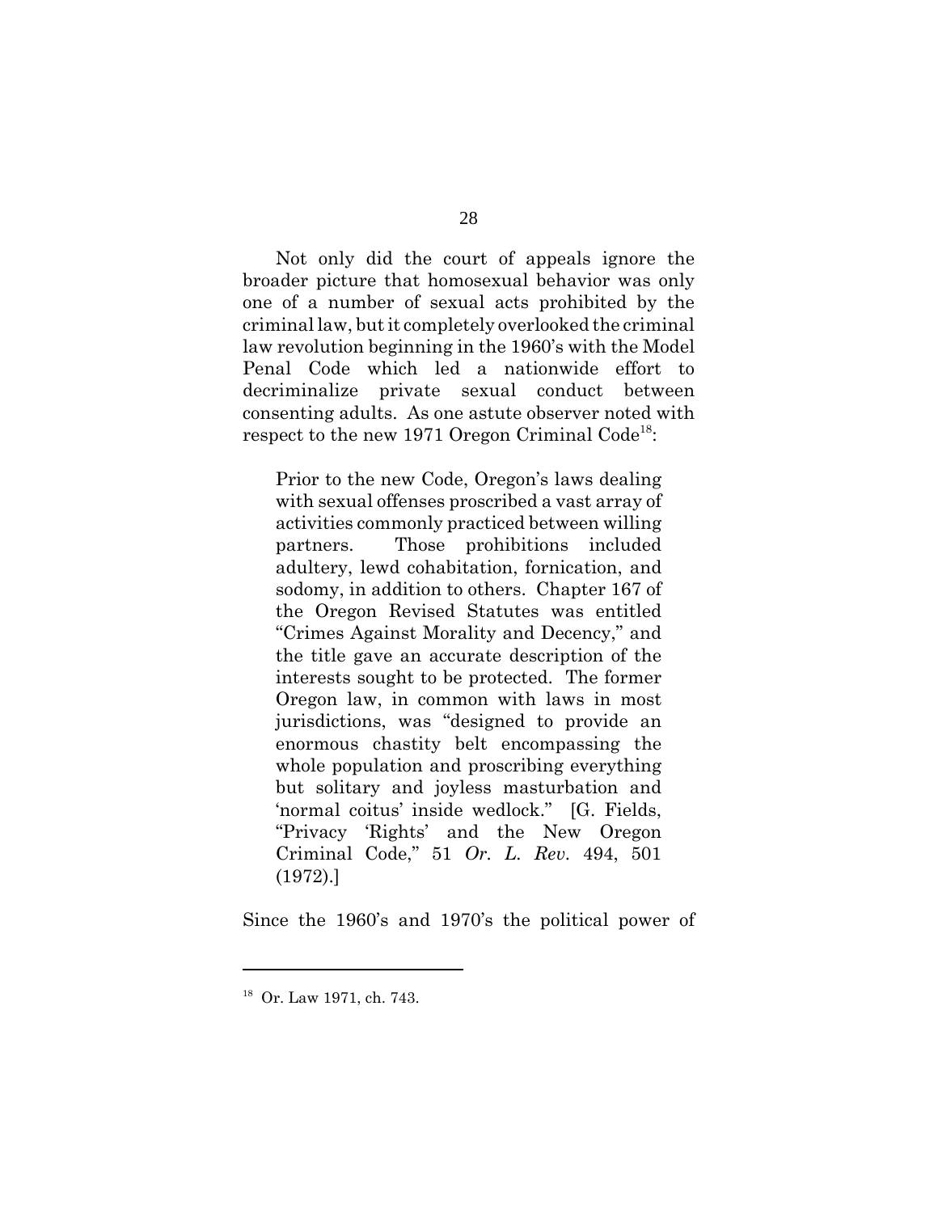Not only did the court of appeals ignore the broader picture that homosexual behavior was only one of a number of sexual acts prohibited by the criminal law, but it completely overlooked the criminal law revolution beginning in the 1960's with the Model Penal Code which led a nationwide effort to decriminalize private sexual conduct between consenting adults. As one astute observer noted with respect to the new 1971 Oregon Criminal Code[18]:

> Prior to the new Code, Oregon's laws dealing with sexual offenses proscribed a vast array of activities commonly practiced between willing partners. Those prohibitions included adultery, lewd cohabitation, fornication, and sodomy, in addition to others. Chapter 167 of the Oregon Revised Statutes was entitled "Crimes Against Morality and Decency," and the title gave an accurate description of the interests sought to be protected. The former Oregon law, in common with laws in most jurisdictions, was "designed to provide an enormous chastity belt encompassing the whole population and proscribing everything but solitary and joyless masturbation and 'normal coitus' inside wedlock." [G. Fields, "Privacy 'Rights' and the New Oregon Criminal Code," 51 *Or. L. Rev.* 494, 501 (1972).]

Since the 1960's and 1970's the political power of

---

[18] Or. Law 1971, ch. 743.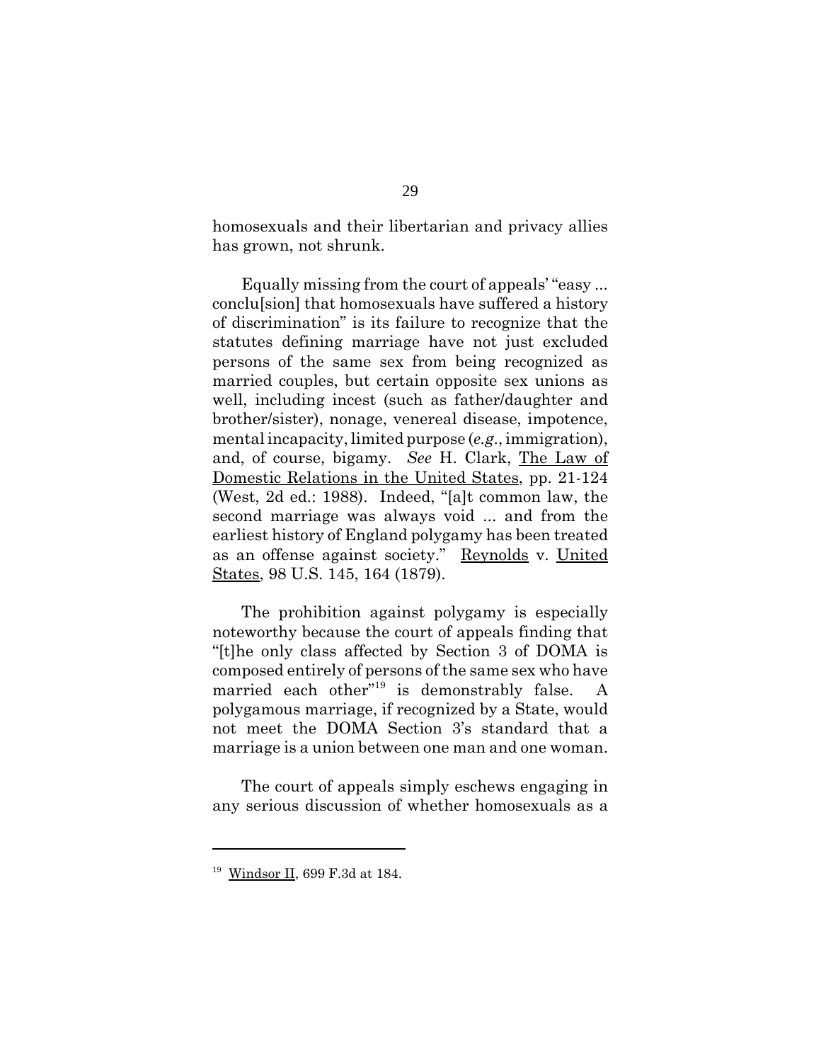homosexuals and their libertarian and privacy allies has grown, not shrunk.

Equally missing from the court of appeals' "easy ... conclu[sion] that homosexuals have suffered a history of discrimination" is its failure to recognize that the statutes defining marriage have not just excluded persons of the same sex from being recognized as married couples, but certain opposite sex unions as well, including incest (such as father/daughter and brother/sister), nonage, venereal disease, impotence, mental incapacity, limited purpose (*e.g.*, immigration), and, of course, bigamy. *See* H. Clark, The Law of Domestic Relations in the United States, pp. 21-124 (West, 2d ed.: 1988). Indeed, "[a]t common law, the second marriage was always void ... and from the earliest history of England polygamy has been treated as an offense against society." Reynolds v. United States, 98 U.S. 145, 164 (1879).

The prohibition against polygamy is especially noteworthy because the court of appeals finding that "[t]he only class affected by Section 3 of DOMA is composed entirely of persons of the same sex who have married each other"[19] is demonstrably false. A polygamous marriage, if recognized by a State, would not meet the DOMA Section 3's standard that a marriage is a union between one man and one woman.

The court of appeals simply eschews engaging in any serious discussion of whether homosexuals as a

---

[19] Windsor II, 699 F.3d at 184.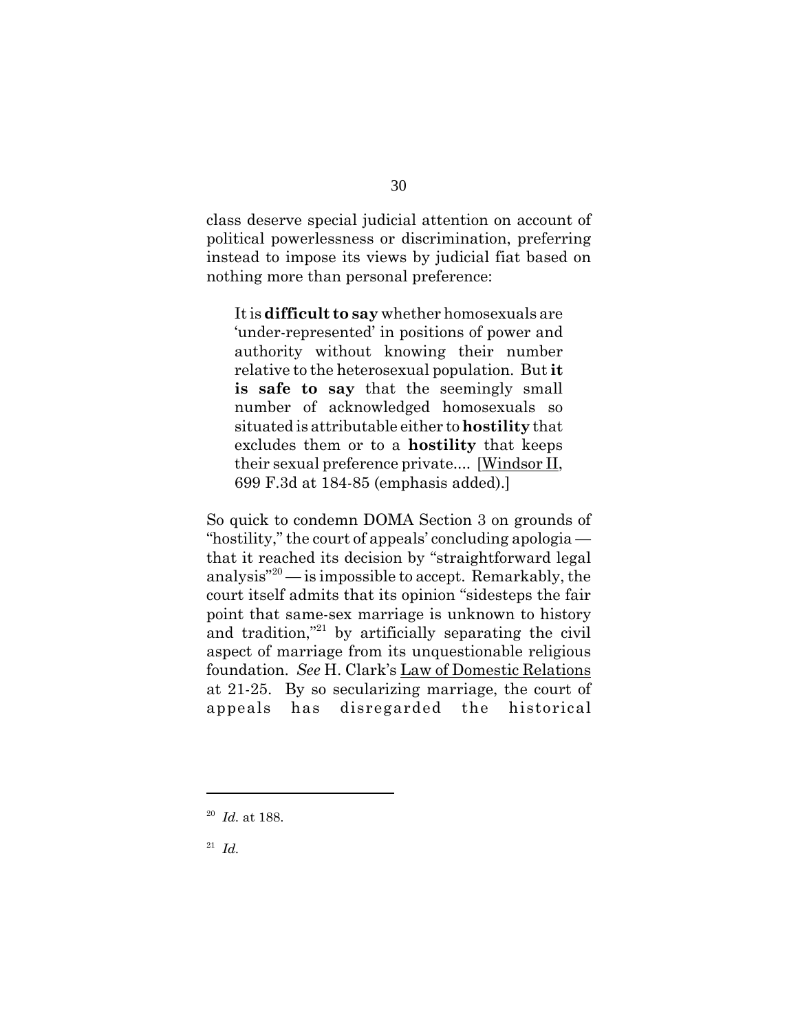class deserve special judicial attention on account of political powerlessness or discrimination, preferring instead to impose its views by judicial fiat based on nothing more than personal preference:

> It is **difficult to say** whether homosexuals are 'under-represented' in positions of power and authority without knowing their number relative to the heterosexual population. But **it is safe to say** that the seemingly small number of acknowledged homosexuals so situated is attributable either to **hostility** that excludes them or to a **hostility** that keeps their sexual preference private.... [Windsor II, 699 F.3d at 184-85 (emphasis added).]

So quick to condemn DOMA Section 3 on grounds of "hostility," the court of appeals' concluding apologia — that it reached its decision by "straightforward legal analysis"[20] — is impossible to accept. Remarkably, the court itself admits that its opinion "sidesteps the fair point that same-sex marriage is unknown to history and tradition,"[21] by artificially separating the civil aspect of marriage from its unquestionable religious foundation. *See* H. Clark's Law of Domestic Relations at 21-25. By so secularizing marriage, the court of appeals has disregarded the historical

---

[20] *Id.* at 188.

[21] *Id.*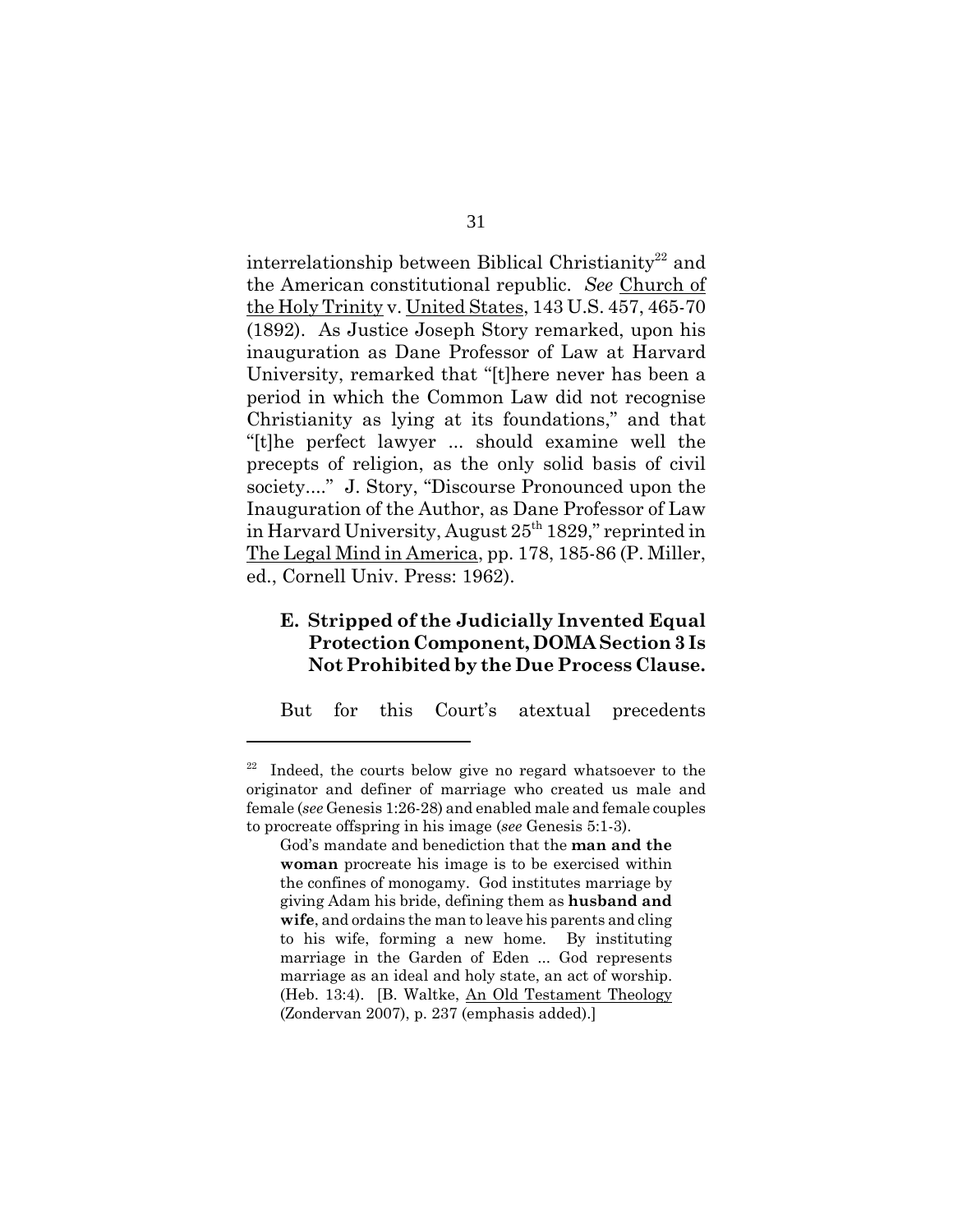interrelationship between Biblical Christianity[22] and the American constitutional republic. *See* Church of the Holy Trinity v. United States, 143 U.S. 457, 465-70 (1892). As Justice Joseph Story remarked, upon his inauguration as Dane Professor of Law at Harvard University, remarked that "[t]here never has been a period in which the Common Law did not recognise Christianity as lying at its foundations," and that "[t]he perfect lawyer ... should examine well the precepts of religion, as the only solid basis of civil society...." J. Story, "Discourse Pronounced upon the Inauguration of the Author, as Dane Professor of Law in Harvard University, August 25th 1829," reprinted in The Legal Mind in America, pp. 178, 185-86 (P. Miller, ed., Cornell Univ. Press: 1962).

### E. Stripped of the Judicially Invented Equal Protection Component, DOMA Section 3 Is Not Prohibited by the Due Process Clause.

But for this Court's atextual precedents

---

[22] Indeed, the courts below give no regard whatsoever to the originator and definer of marriage who created us male and female (*see* Genesis 1:26-28) and enabled male and female couples to procreate offspring in his image (*see* Genesis 5:1-3).

> God's mandate and benediction that the **man and the woman** procreate his image is to be exercised within the confines of monogamy. God institutes marriage by giving Adam his bride, defining them as **husband and wife**, and ordains the man to leave his parents and cling to his wife, forming a new home. By instituting marriage in the Garden of Eden ... God represents marriage as an ideal and holy state, an act of worship. (Heb. 13:4). [B. Waltke, An Old Testament Theology (Zondervan 2007), p. 237 (emphasis added).]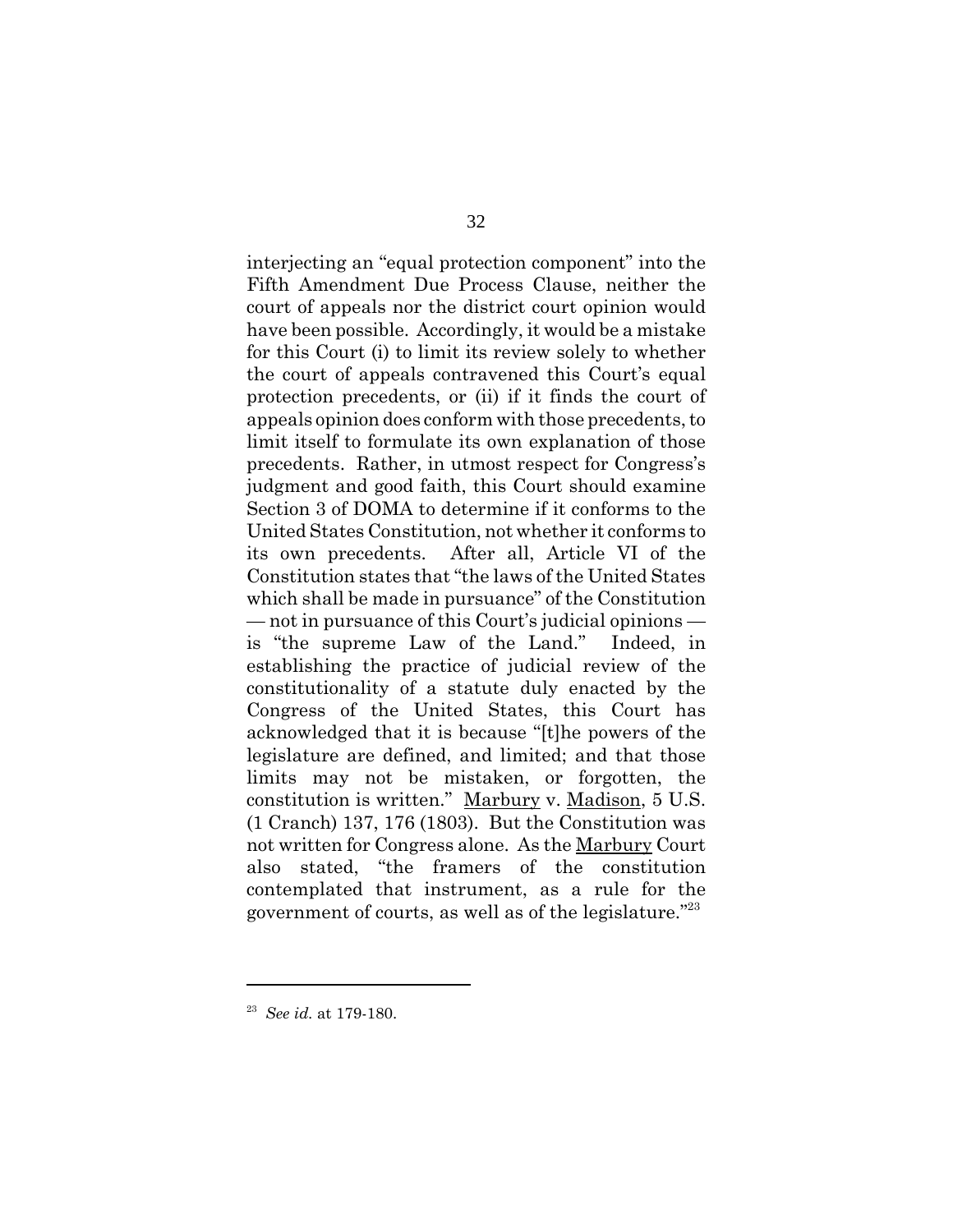interjecting an "equal protection component" into the Fifth Amendment Due Process Clause, neither the court of appeals nor the district court opinion would have been possible. Accordingly, it would be a mistake for this Court (i) to limit its review solely to whether the court of appeals contravened this Court's equal protection precedents, or (ii) if it finds the court of appeals opinion does conform with those precedents, to limit itself to formulate its own explanation of those precedents. Rather, in utmost respect for Congress's judgment and good faith, this Court should examine Section 3 of DOMA to determine if it conforms to the United States Constitution, not whether it conforms to its own precedents. After all, Article VI of the Constitution states that "the laws of the United States which shall be made in pursuance" of the Constitution — not in pursuance of this Court's judicial opinions — is "the supreme Law of the Land." Indeed, in establishing the practice of judicial review of the constitutionality of a statute duly enacted by the Congress of the United States, this Court has acknowledged that it is because "[t]he powers of the legislature are defined, and limited; and that those limits may not be mistaken, or forgotten, the constitution is written." Marbury v. Madison, 5 U.S. (1 Cranch) 137, 176 (1803). But the Constitution was not written for Congress alone. As the Marbury Court also stated, "the framers of the constitution contemplated that instrument, as a rule for the government of courts, as well as of the legislature."[23]

---

[23] *See id.* at 179-180.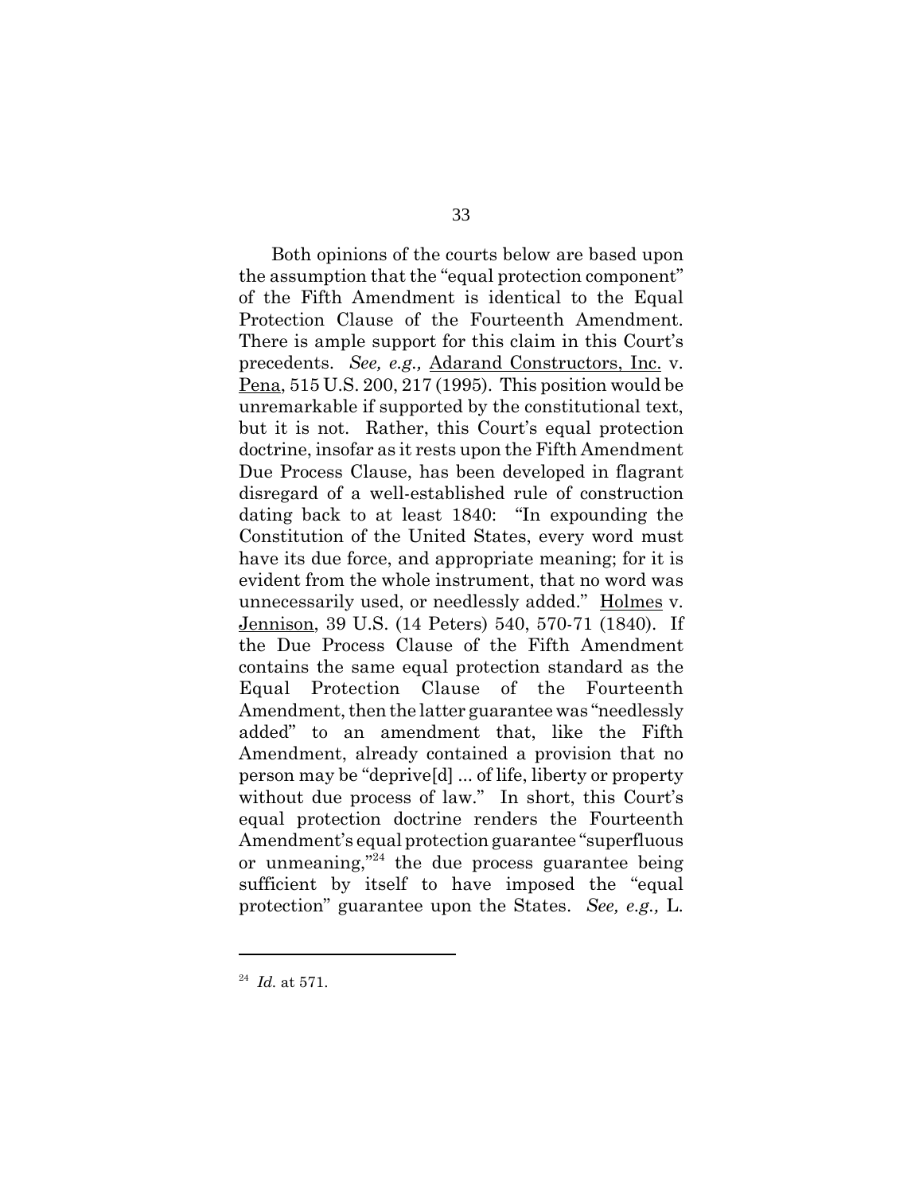Both opinions of the courts below are based upon the assumption that the "equal protection component" of the Fifth Amendment is identical to the Equal Protection Clause of the Fourteenth Amendment. There is ample support for this claim in this Court's precedents. *See, e.g.,* Adarand Constructors, Inc. v. Pena, 515 U.S. 200, 217 (1995). This position would be unremarkable if supported by the constitutional text, but it is not. Rather, this Court's equal protection doctrine, insofar as it rests upon the Fifth Amendment Due Process Clause, has been developed in flagrant disregard of a well-established rule of construction dating back to at least 1840: "In expounding the Constitution of the United States, every word must have its due force, and appropriate meaning; for it is evident from the whole instrument, that no word was unnecessarily used, or needlessly added." Holmes v. Jennison, 39 U.S. (14 Peters) 540, 570-71 (1840). If the Due Process Clause of the Fifth Amendment contains the same equal protection standard as the Equal Protection Clause of the Fourteenth Amendment, then the latter guarantee was "needlessly added" to an amendment that, like the Fifth Amendment, already contained a provision that no person may be "deprive[d] ... of life, liberty or property without due process of law." In short, this Court's equal protection doctrine renders the Fourteenth Amendment's equal protection guarantee "superfluous or unmeaning,"[24] the due process guarantee being sufficient by itself to have imposed the "equal protection" guarantee upon the States. *See, e.g.,* L.

---

[24] *Id.* at 571.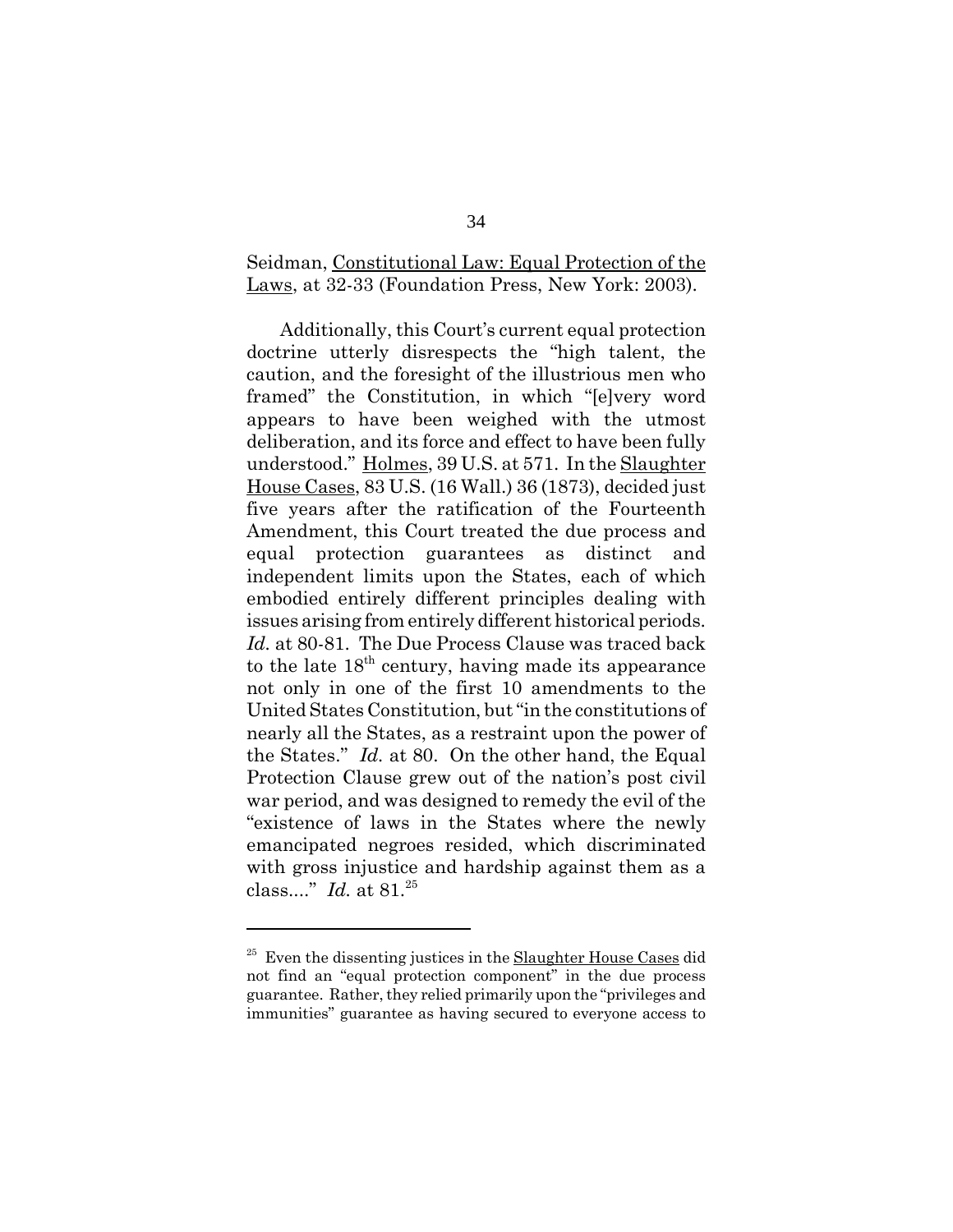Seidman, Constitutional Law: Equal Protection of the Laws, at 32-33 (Foundation Press, New York: 2003).

Additionally, this Court's current equal protection doctrine utterly disrespects the "high talent, the caution, and the foresight of the illustrious men who framed" the Constitution, in which "[e]very word appears to have been weighed with the utmost deliberation, and its force and effect to have been fully understood." Holmes, 39 U.S. at 571. In the Slaughter House Cases, 83 U.S. (16 Wall.) 36 (1873), decided just five years after the ratification of the Fourteenth Amendment, this Court treated the due process and equal protection guarantees as distinct and independent limits upon the States, each of which embodied entirely different principles dealing with issues arising from entirely different historical periods. *Id.* at 80-81. The Due Process Clause was traced back to the late 18th century, having made its appearance not only in one of the first 10 amendments to the United States Constitution, but "in the constitutions of nearly all the States, as a restraint upon the power of the States." *Id.* at 80. On the other hand, the Equal Protection Clause grew out of the nation's post civil war period, and was designed to remedy the evil of the "existence of laws in the States where the newly emancipated negroes resided, which discriminated with gross injustice and hardship against them as a class...." *Id.* at 81.[25]

---

[25] Even the dissenting justices in the Slaughter House Cases did not find an "equal protection component" in the due process guarantee. Rather, they relied primarily upon the "privileges and immunities" guarantee as having secured to everyone access to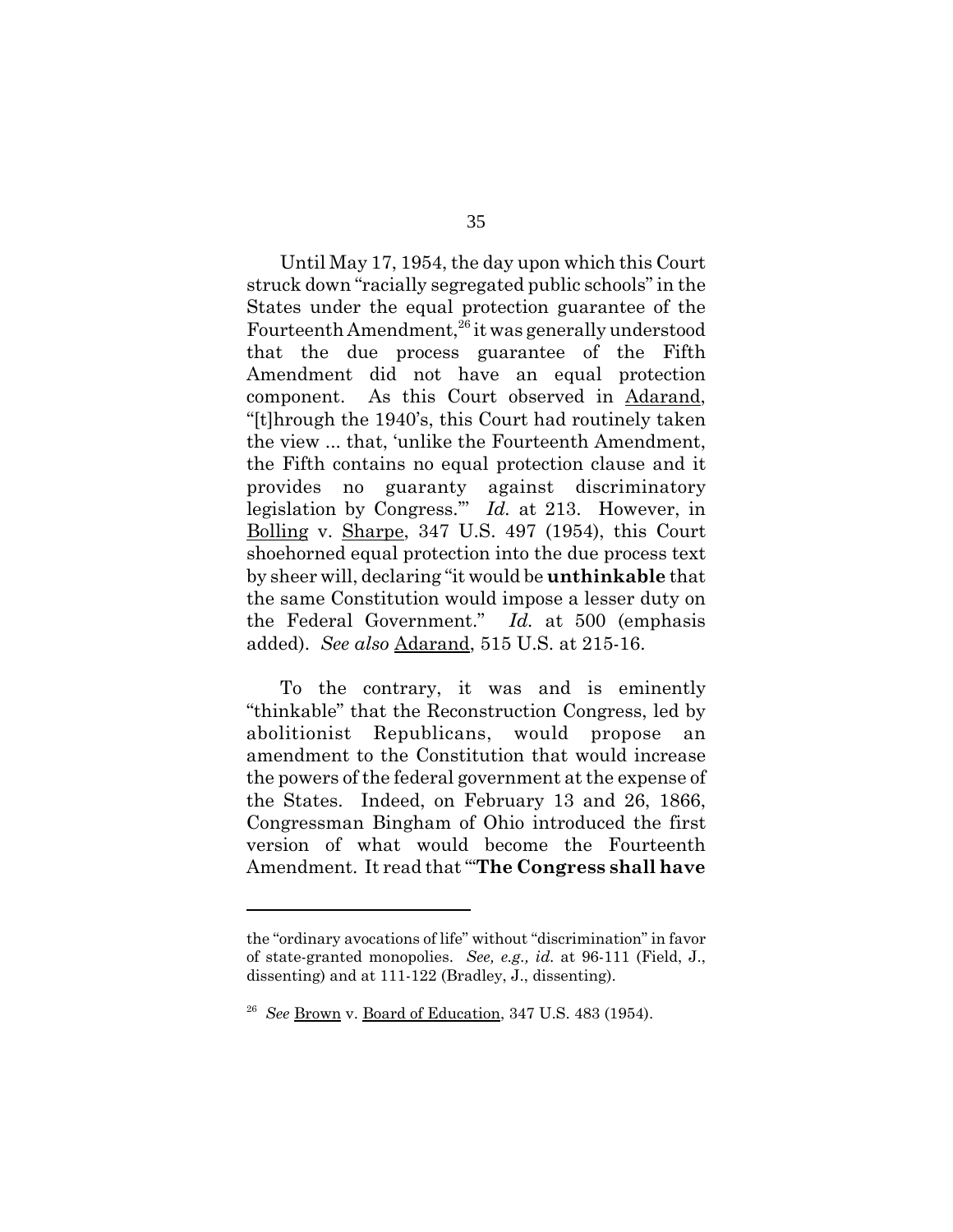Until May 17, 1954, the day upon which this Court struck down "racially segregated public schools" in the States under the equal protection guarantee of the Fourteenth Amendment,[26] it was generally understood that the due process guarantee of the Fifth Amendment did not have an equal protection component. As this Court observed in Adarand, "[t]hrough the 1940's, this Court had routinely taken the view ... that, 'unlike the Fourteenth Amendment, the Fifth contains no equal protection clause and it provides no guaranty against discriminatory legislation by Congress.'" *Id.* at 213. However, in Bolling v. Sharpe, 347 U.S. 497 (1954), this Court shoehorned equal protection into the due process text by sheer will, declaring "it would be **unthinkable** that the same Constitution would impose a lesser duty on the Federal Government." *Id.* at 500 (emphasis added). *See also* Adarand, 515 U.S. at 215-16.

To the contrary, it was and is eminently "thinkable" that the Reconstruction Congress, led by abolitionist Republicans, would propose an amendment to the Constitution that would increase the powers of the federal government at the expense of the States. Indeed, on February 13 and 26, 1866, Congressman Bingham of Ohio introduced the first version of what would become the Fourteenth Amendment. It read that "'**The Congress shall have**

---

the "ordinary avocations of life" without "discrimination" in favor of state-granted monopolies. *See, e.g., id.* at 96-111 (Field, J., dissenting) and at 111-122 (Bradley, J., dissenting).

[26] *See* Brown v. Board of Education, 347 U.S. 483 (1954).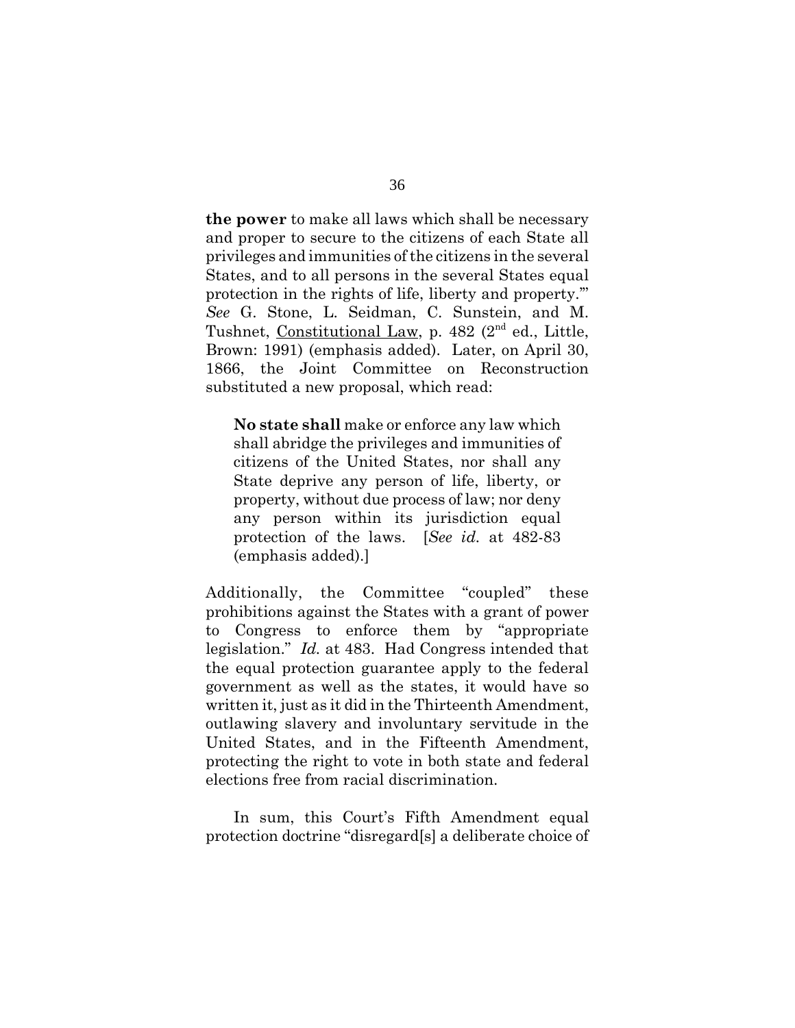**the power** to make all laws which shall be necessary and proper to secure to the citizens of each State all privileges and immunities of the citizens in the several States, and to all persons in the several States equal protection in the rights of life, liberty and property.'" *See* G. Stone, L. Seidman, C. Sunstein, and M. Tushnet, Constitutional Law, p. 482 (2nd ed., Little, Brown: 1991) (emphasis added). Later, on April 30, 1866, the Joint Committee on Reconstruction substituted a new proposal, which read:

> **No state shall** make or enforce any law which shall abridge the privileges and immunities of citizens of the United States, nor shall any State deprive any person of life, liberty, or property, without due process of law; nor deny any person within its jurisdiction equal protection of the laws. [*See id.* at 482-83 (emphasis added).]

Additionally, the Committee "coupled" these prohibitions against the States with a grant of power to Congress to enforce them by "appropriate legislation." *Id.* at 483. Had Congress intended that the equal protection guarantee apply to the federal government as well as the states, it would have so written it, just as it did in the Thirteenth Amendment, outlawing slavery and involuntary servitude in the United States, and in the Fifteenth Amendment, protecting the right to vote in both state and federal elections free from racial discrimination.

In sum, this Court's Fifth Amendment equal protection doctrine "disregard[s] a deliberate choice of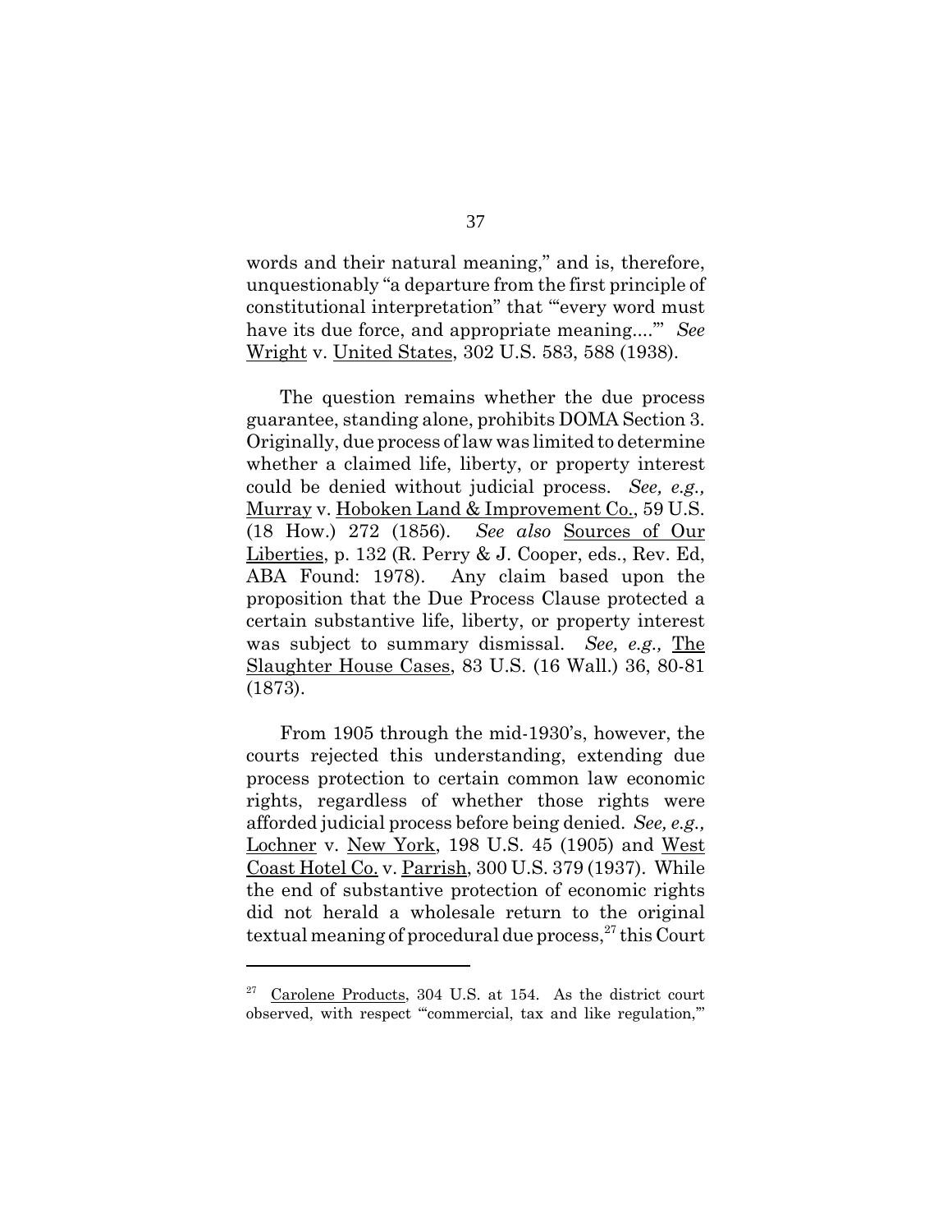words and their natural meaning," and is, therefore, unquestionably "a departure from the first principle of constitutional interpretation" that "'every word must have its due force, and appropriate meaning....'" *See* Wright v. United States, 302 U.S. 583, 588 (1938).

The question remains whether the due process guarantee, standing alone, prohibits DOMA Section 3. Originally, due process of law was limited to determine whether a claimed life, liberty, or property interest could be denied without judicial process. *See, e.g.,* Murray v. Hoboken Land & Improvement Co., 59 U.S. (18 How.) 272 (1856). *See also* Sources of Our Liberties, p. 132 (R. Perry & J. Cooper, eds., Rev. Ed, ABA Found: 1978). Any claim based upon the proposition that the Due Process Clause protected a certain substantive life, liberty, or property interest was subject to summary dismissal. *See, e.g.,* The Slaughter House Cases, 83 U.S. (16 Wall.) 36, 80-81 (1873).

From 1905 through the mid-1930's, however, the courts rejected this understanding, extending due process protection to certain common law economic rights, regardless of whether those rights were afforded judicial process before being denied. *See, e.g.,* Lochner v. New York, 198 U.S. 45 (1905) and West Coast Hotel Co. v. Parrish, 300 U.S. 379 (1937). While the end of substantive protection of economic rights did not herald a wholesale return to the original textual meaning of procedural due process,[27] this Court

---

[27] Carolene Products, 304 U.S. at 154. As the district court observed, with respect "'commercial, tax and like regulation,'"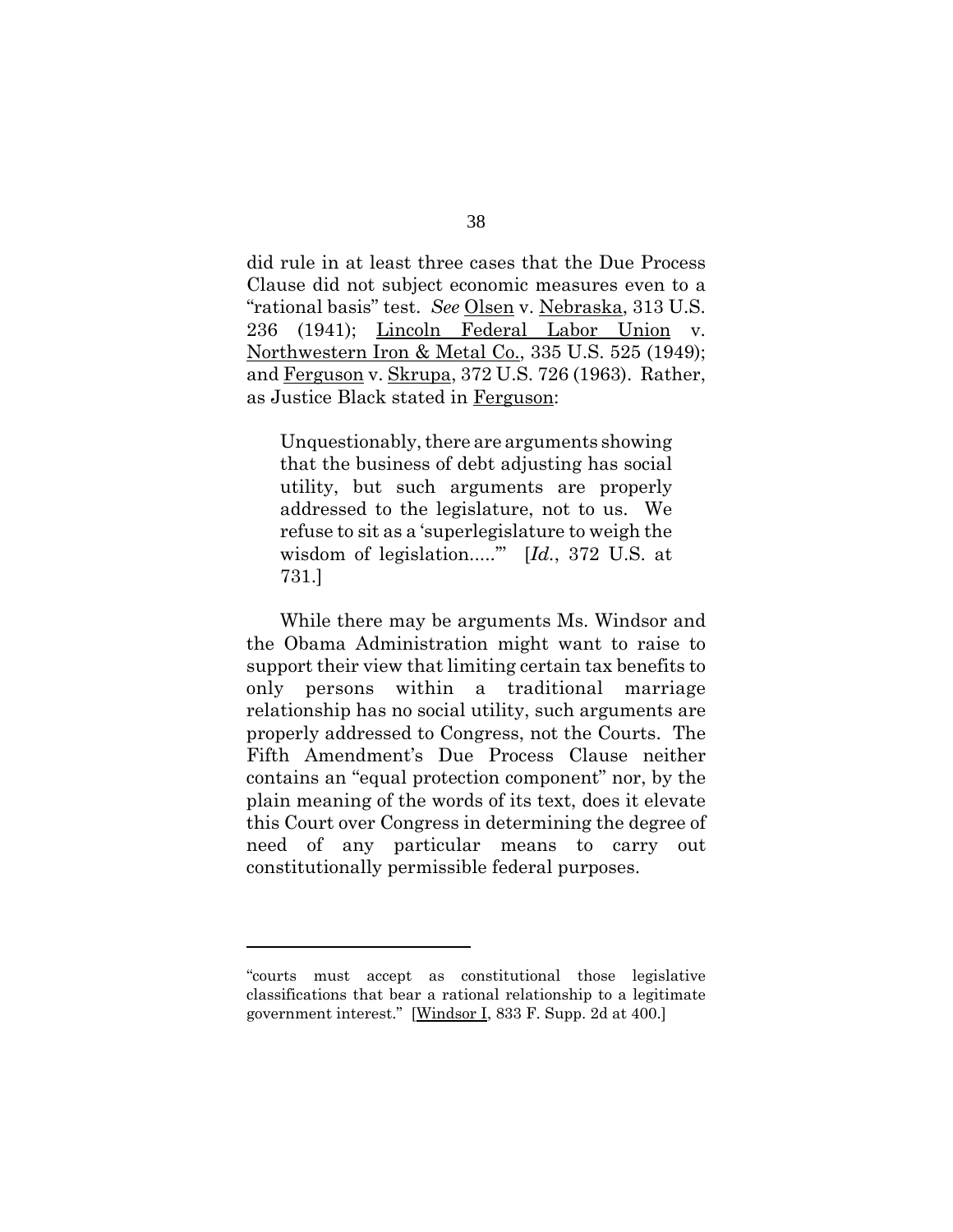did rule in at least three cases that the Due Process Clause did not subject economic measures even to a "rational basis" test. *See* Olsen v. Nebraska, 313 U.S. 236 (1941); Lincoln Federal Labor Union v. Northwestern Iron & Metal Co., 335 U.S. 525 (1949); and Ferguson v. Skrupa, 372 U.S. 726 (1963). Rather, as Justice Black stated in Ferguson:

> Unquestionably, there are arguments showing that the business of debt adjusting has social utility, but such arguments are properly addressed to the legislature, not to us. We refuse to sit as a 'superlegislature to weigh the wisdom of legislation.....'" [*Id.*, 372 U.S. at 731.]

While there may be arguments Ms. Windsor and the Obama Administration might want to raise to support their view that limiting certain tax benefits to only persons within a traditional marriage relationship has no social utility, such arguments are properly addressed to Congress, not the Courts. The Fifth Amendment's Due Process Clause neither contains an "equal protection component" nor, by the plain meaning of the words of its text, does it elevate this Court over Congress in determining the degree of need of any particular means to carry out constitutionally permissible federal purposes.

---

"courts must accept as constitutional those legislative classifications that bear a rational relationship to a legitimate government interest." [Windsor I, 833 F. Supp. 2d at 400.]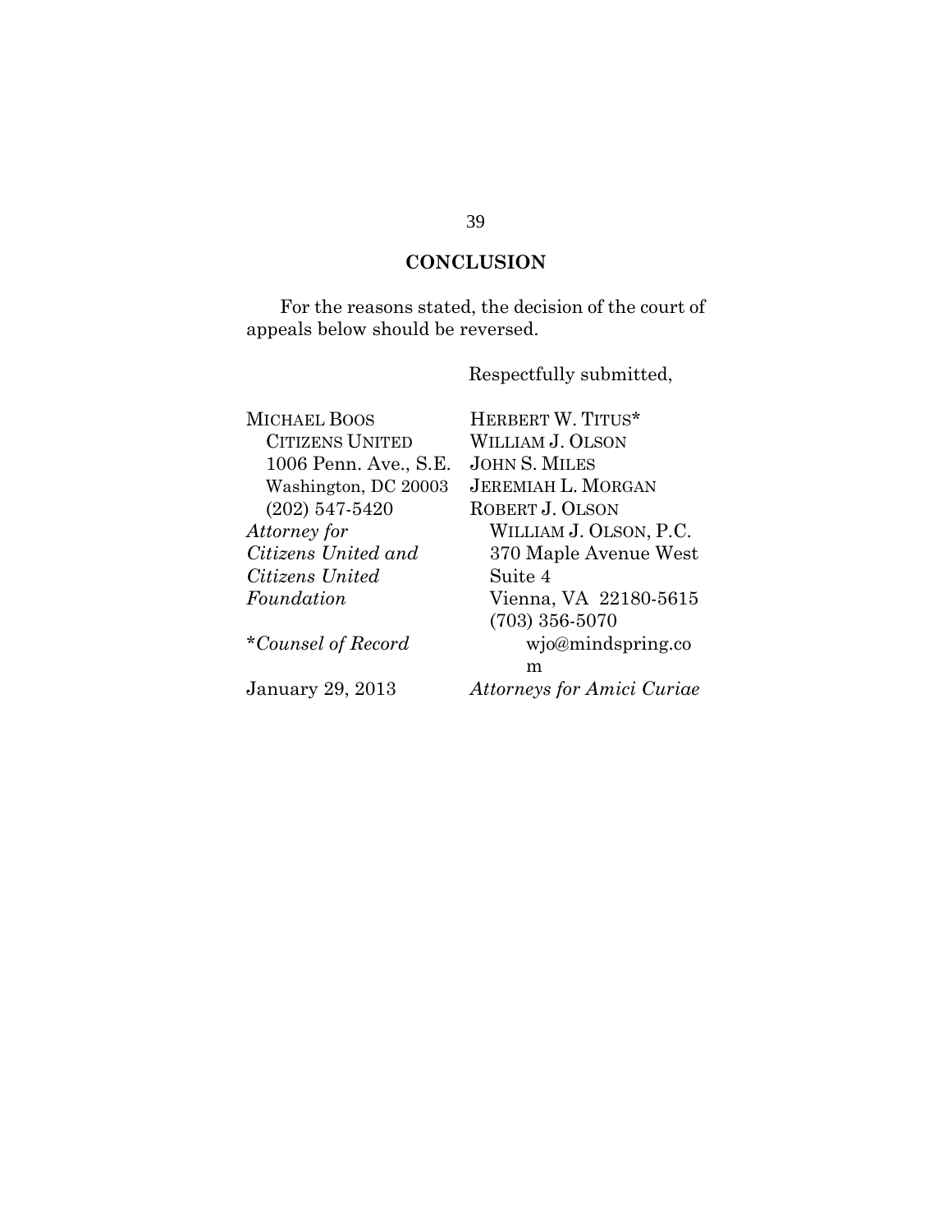## CONCLUSION

For the reasons stated, the decision of the court of appeals below should be reversed.

Respectfully submitted,

MICHAEL BOOS
CITIZENS UNITED
1006 Penn. Ave., S.E.
Washington, DC 20003
(202) 547-5420
*Attorney for Citizens United and Citizens United Foundation*

*\*Counsel of Record*

January 29, 2013

HERBERT W. TITUS*
WILLIAM J. OLSON
JOHN S. MILES
JEREMIAH L. MORGAN
ROBERT J. OLSON
WILLIAM J. OLSON, P.C.
370 Maple Avenue West
Suite 4
Vienna, VA 22180-5615
(703) 356-5070
wjo@mindspring.com
*Attorneys for Amici Curiae*